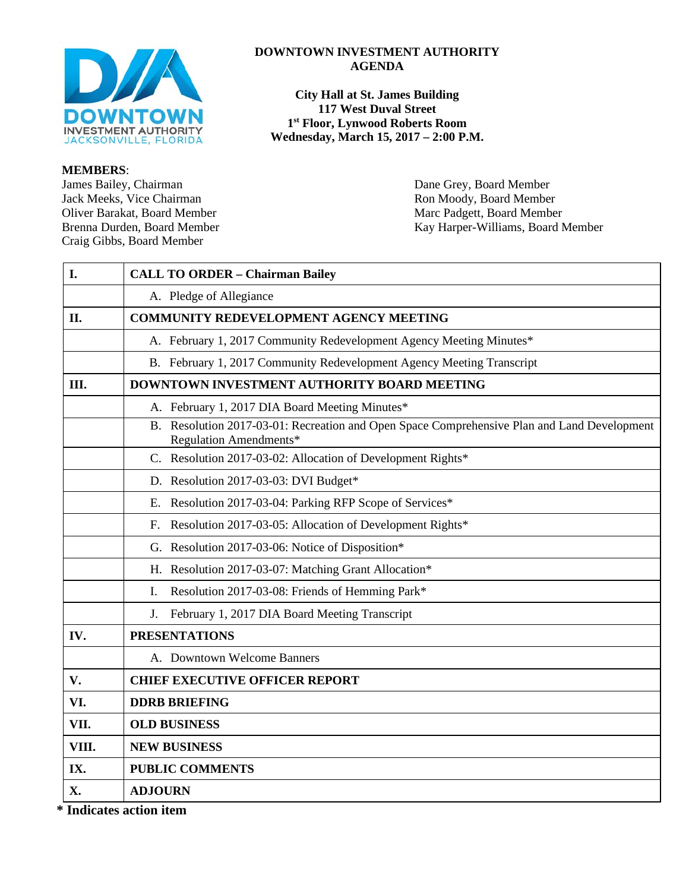# DOWNTOWN INVESTMENT AUTHORITY AGENDA

**City Hall at St. James Building**
**117 West Duval Street**
**1st Floor, Lynwood Roberts Room**
**Wednesday, March 15, 2017 – 2:00 P.M.**

**MEMBERS**:

James Bailey, Chairman
Jack Meeks, Vice Chairman
Oliver Barakat, Board Member
Brenna Durden, Board Member
Craig Gibbs, Board Member
Dane Grey, Board Member
Ron Moody, Board Member
Marc Padgett, Board Member
Kay Harper-Williams, Board Member

| | |
|---|---|
| **I.** | **CALL TO ORDER – Chairman Bailey** |
| | A. Pledge of Allegiance |
| **II.** | **COMMUNITY REDEVELOPMENT AGENCY MEETING** |
| | A. February 1, 2017 Community Redevelopment Agency Meeting Minutes* |
| | B. February 1, 2017 Community Redevelopment Agency Meeting Transcript |
| **III.** | **DOWNTOWN INVESTMENT AUTHORITY BOARD MEETING** |
| | A. February 1, 2017 DIA Board Meeting Minutes* |
| | B. Resolution 2017-03-01: Recreation and Open Space Comprehensive Plan and Land Development Regulation Amendments* |
| | C. Resolution 2017-03-02: Allocation of Development Rights* |
| | D. Resolution 2017-03-03: DVI Budget* |
| | E. Resolution 2017-03-04: Parking RFP Scope of Services* |
| | F. Resolution 2017-03-05: Allocation of Development Rights* |
| | G. Resolution 2017-03-06: Notice of Disposition* |
| | H. Resolution 2017-03-07: Matching Grant Allocation* |
| | I. Resolution 2017-03-08: Friends of Hemming Park* |
| | J. February 1, 2017 DIA Board Meeting Transcript |
| **IV.** | **PRESENTATIONS** |
| | A. Downtown Welcome Banners |
| **V.** | **CHIEF EXECUTIVE OFFICER REPORT** |
| **VI.** | **DDRB BRIEFING** |
| **VII.** | **OLD BUSINESS** |
| **VIII.** | **NEW BUSINESS** |
| **IX.** | **PUBLIC COMMENTS** |
| **X.** | **ADJOURN** |

**\* Indicates action item**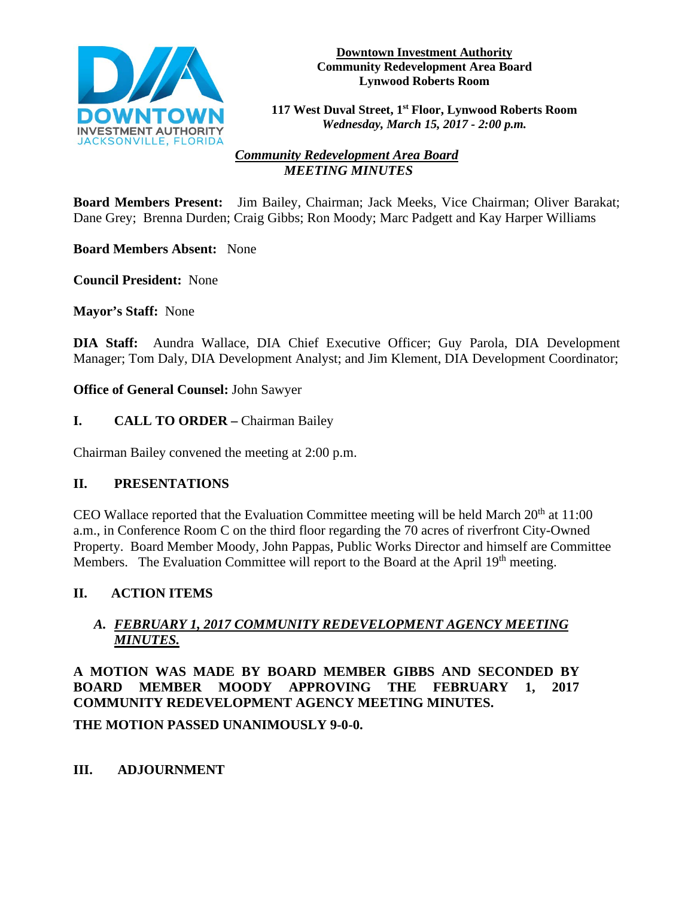**Downtown Investment Authority**
**Community Redevelopment Area Board**
**Lynwood Roberts Room**

**117 West Duval Street, 1st Floor, Lynwood Roberts Room**
***Wednesday, March 15, 2017 - 2:00 p.m.***

## *Community Redevelopment Area Board*
## *MEETING MINUTES*

**Board Members Present:** Jim Bailey, Chairman; Jack Meeks, Vice Chairman; Oliver Barakat; Dane Grey; Brenna Durden; Craig Gibbs; Ron Moody; Marc Padgett and Kay Harper Williams

**Board Members Absent:** None

**Council President:** None

**Mayor's Staff:** None

**DIA Staff:** Aundra Wallace, DIA Chief Executive Officer; Guy Parola, DIA Development Manager; Tom Daly, DIA Development Analyst; and Jim Klement, DIA Development Coordinator;

**Office of General Counsel:** John Sawyer

## I. CALL TO ORDER – Chairman Bailey

Chairman Bailey convened the meeting at 2:00 p.m.

## II. PRESENTATIONS

CEO Wallace reported that the Evaluation Committee meeting will be held March 20th at 11:00 a.m., in Conference Room C on the third floor regarding the 70 acres of riverfront City-Owned Property. Board Member Moody, John Pappas, Public Works Director and himself are Committee Members. The Evaluation Committee will report to the Board at the April 19th meeting.

## II. ACTION ITEMS

### *A. FEBRUARY 1, 2017 COMMUNITY REDEVELOPMENT AGENCY MEETING MINUTES.*

**A MOTION WAS MADE BY BOARD MEMBER GIBBS AND SECONDED BY BOARD MEMBER MOODY APPROVING THE FEBRUARY 1, 2017 COMMUNITY REDEVELOPMENT AGENCY MEETING MINUTES.**

**THE MOTION PASSED UNANIMOUSLY 9-0-0.**

## III. ADJOURNMENT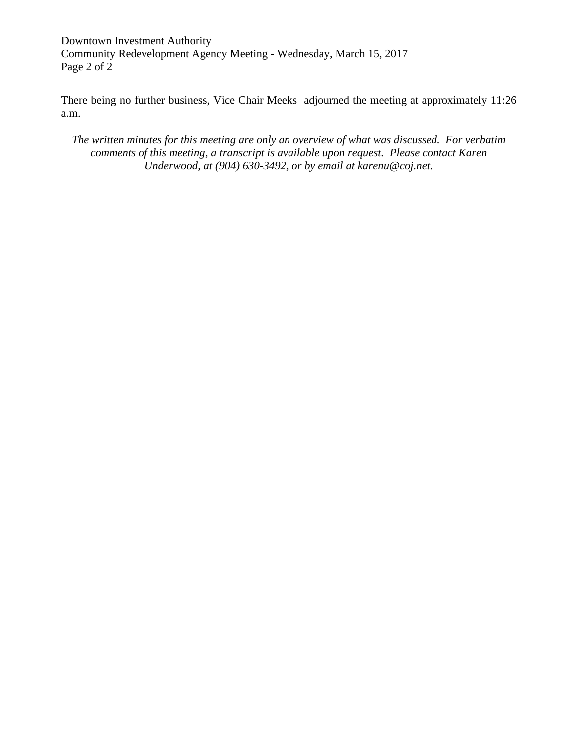There being no further business, Vice Chair Meeks adjourned the meeting at approximately 11:26 a.m.

*The written minutes for this meeting are only an overview of what was discussed. For verbatim comments of this meeting, a transcript is available upon request. Please contact Karen Underwood, at (904) 630-3492, or by email at karenu@coj.net.*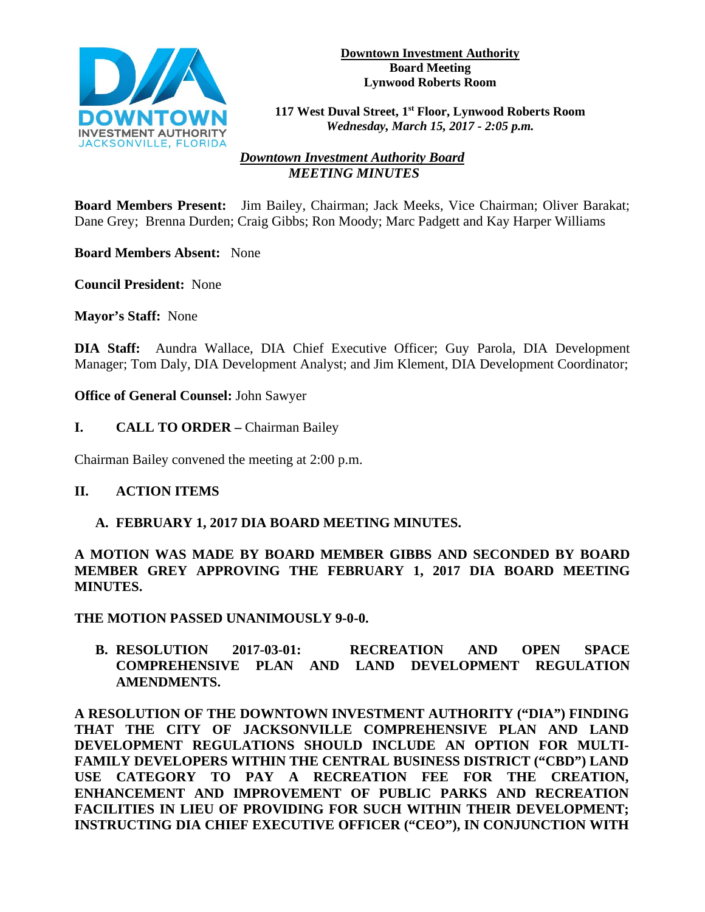**Downtown Investment Authority**
**Board Meeting**
**Lynwood Roberts Room**

**117 West Duval Street, 1st Floor, Lynwood Roberts Room**
***Wednesday, March 15, 2017 - 2:05 p.m.***

***Downtown Investment Authority Board***
***MEETING MINUTES***

**Board Members Present:** Jim Bailey, Chairman; Jack Meeks, Vice Chairman; Oliver Barakat; Dane Grey; Brenna Durden; Craig Gibbs; Ron Moody; Marc Padgett and Kay Harper Williams

**Board Members Absent:** None

**Council President:** None

**Mayor's Staff:** None

**DIA Staff:** Aundra Wallace, DIA Chief Executive Officer; Guy Parola, DIA Development Manager; Tom Daly, DIA Development Analyst; and Jim Klement, DIA Development Coordinator;

**Office of General Counsel:** John Sawyer

**I. CALL TO ORDER –** Chairman Bailey

Chairman Bailey convened the meeting at 2:00 p.m.

**II. ACTION ITEMS**

**A. FEBRUARY 1, 2017 DIA BOARD MEETING MINUTES.**

**A MOTION WAS MADE BY BOARD MEMBER GIBBS AND SECONDED BY BOARD MEMBER GREY APPROVING THE FEBRUARY 1, 2017 DIA BOARD MEETING MINUTES.**

**THE MOTION PASSED UNANIMOUSLY 9-0-0.**

**B. RESOLUTION 2017-03-01: RECREATION AND OPEN SPACE COMPREHENSIVE PLAN AND LAND DEVELOPMENT REGULATION AMENDMENTS.**

**A RESOLUTION OF THE DOWNTOWN INVESTMENT AUTHORITY ("DIA") FINDING THAT THE CITY OF JACKSONVILLE COMPREHENSIVE PLAN AND LAND DEVELOPMENT REGULATIONS SHOULD INCLUDE AN OPTION FOR MULTI-FAMILY DEVELOPERS WITHIN THE CENTRAL BUSINESS DISTRICT ("CBD") LAND USE CATEGORY TO PAY A RECREATION FEE FOR THE CREATION, ENHANCEMENT AND IMPROVEMENT OF PUBLIC PARKS AND RECREATION FACILITIES IN LIEU OF PROVIDING FOR SUCH WITHIN THEIR DEVELOPMENT; INSTRUCTING DIA CHIEF EXECUTIVE OFFICER ("CEO"), IN CONJUNCTION WITH**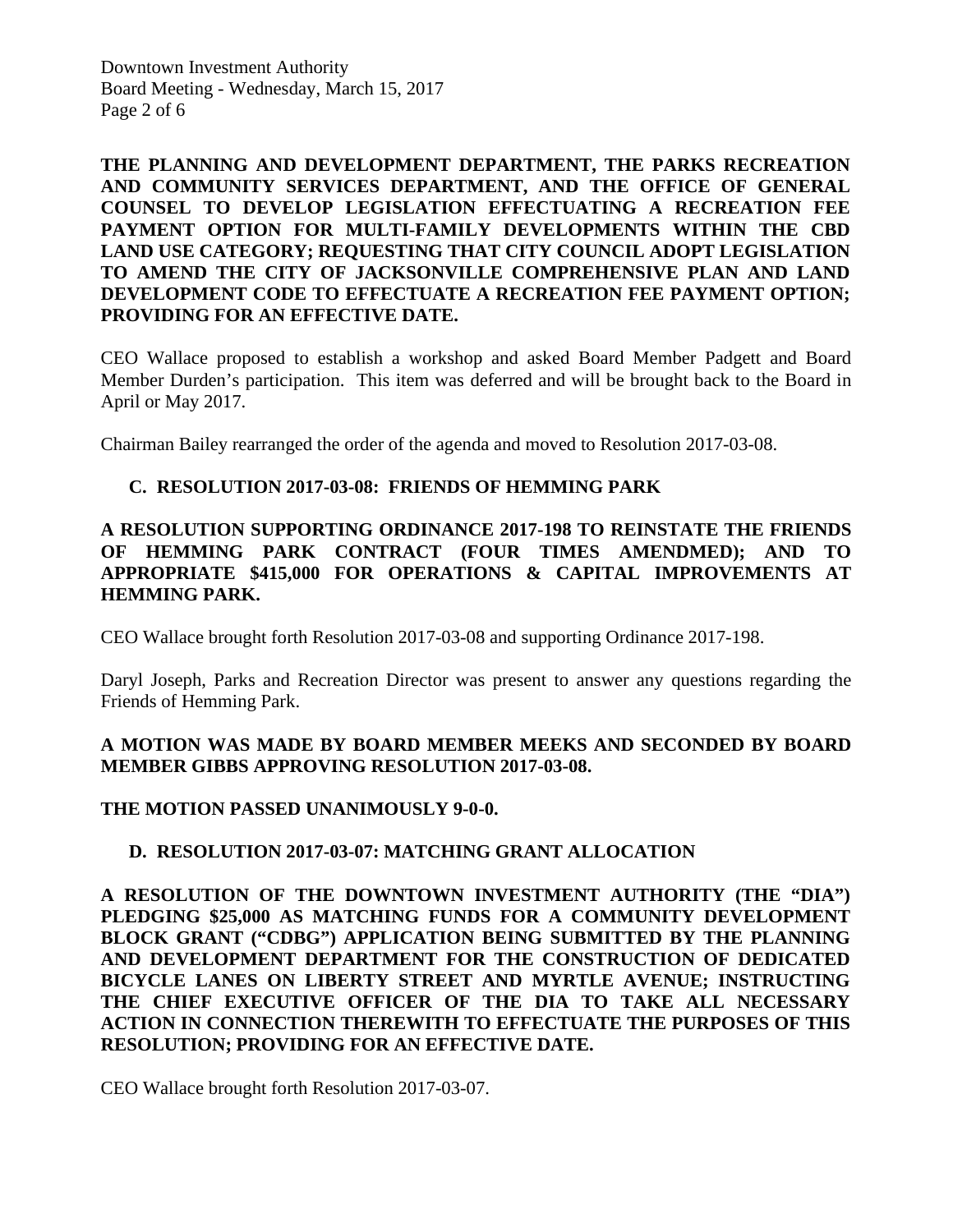**THE PLANNING AND DEVELOPMENT DEPARTMENT, THE PARKS RECREATION AND COMMUNITY SERVICES DEPARTMENT, AND THE OFFICE OF GENERAL COUNSEL TO DEVELOP LEGISLATION EFFECTUATING A RECREATION FEE PAYMENT OPTION FOR MULTI-FAMILY DEVELOPMENTS WITHIN THE CBD LAND USE CATEGORY; REQUESTING THAT CITY COUNCIL ADOPT LEGISLATION TO AMEND THE CITY OF JACKSONVILLE COMPREHENSIVE PLAN AND LAND DEVELOPMENT CODE TO EFFECTUATE A RECREATION FEE PAYMENT OPTION; PROVIDING FOR AN EFFECTIVE DATE.**

CEO Wallace proposed to establish a workshop and asked Board Member Padgett and Board Member Durden's participation. This item was deferred and will be brought back to the Board in April or May 2017.

Chairman Bailey rearranged the order of the agenda and moved to Resolution 2017-03-08.

**C. RESOLUTION 2017-03-08: FRIENDS OF HEMMING PARK**

**A RESOLUTION SUPPORTING ORDINANCE 2017-198 TO REINSTATE THE FRIENDS OF HEMMING PARK CONTRACT (FOUR TIMES AMENDMED); AND TO APPROPRIATE $415,000 FOR OPERATIONS & CAPITAL IMPROVEMENTS AT HEMMING PARK.**

CEO Wallace brought forth Resolution 2017-03-08 and supporting Ordinance 2017-198.

Daryl Joseph, Parks and Recreation Director was present to answer any questions regarding the Friends of Hemming Park.

**A MOTION WAS MADE BY BOARD MEMBER MEEKS AND SECONDED BY BOARD MEMBER GIBBS APPROVING RESOLUTION 2017-03-08.**

**THE MOTION PASSED UNANIMOUSLY 9-0-0.**

**D. RESOLUTION 2017-03-07: MATCHING GRANT ALLOCATION**

**A RESOLUTION OF THE DOWNTOWN INVESTMENT AUTHORITY (THE "DIA") PLEDGING $25,000 AS MATCHING FUNDS FOR A COMMUNITY DEVELOPMENT BLOCK GRANT ("CDBG") APPLICATION BEING SUBMITTED BY THE PLANNING AND DEVELOPMENT DEPARTMENT FOR THE CONSTRUCTION OF DEDICATED BICYCLE LANES ON LIBERTY STREET AND MYRTLE AVENUE; INSTRUCTING THE CHIEF EXECUTIVE OFFICER OF THE DIA TO TAKE ALL NECESSARY ACTION IN CONNECTION THEREWITH TO EFFECTUATE THE PURPOSES OF THIS RESOLUTION; PROVIDING FOR AN EFFECTIVE DATE.**

CEO Wallace brought forth Resolution 2017-03-07.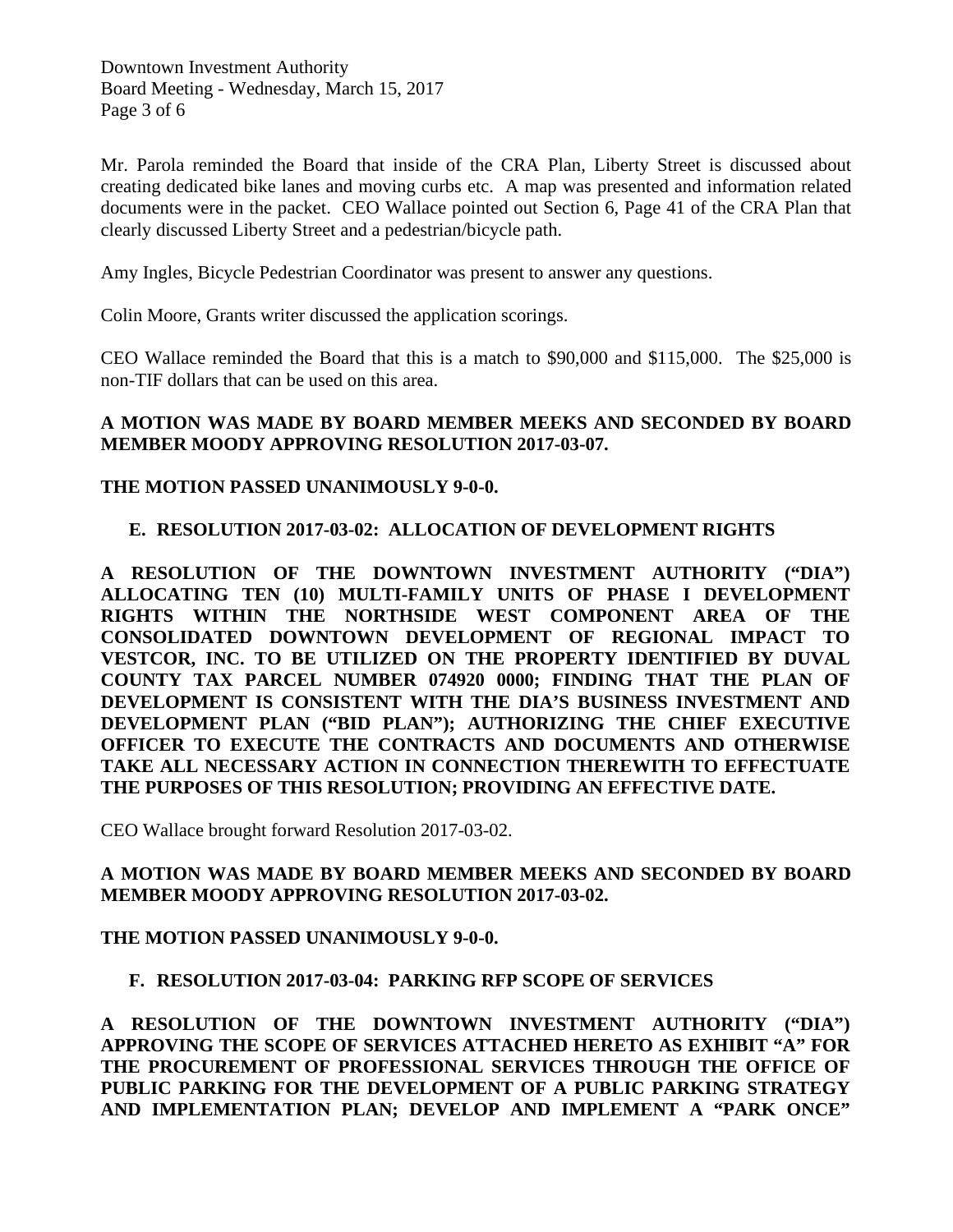Mr. Parola reminded the Board that inside of the CRA Plan, Liberty Street is discussed about creating dedicated bike lanes and moving curbs etc. A map was presented and information related documents were in the packet. CEO Wallace pointed out Section 6, Page 41 of the CRA Plan that clearly discussed Liberty Street and a pedestrian/bicycle path.

Amy Ingles, Bicycle Pedestrian Coordinator was present to answer any questions.

Colin Moore, Grants writer discussed the application scorings.

CEO Wallace reminded the Board that this is a match to $90,000 and $115,000. The $25,000 is non-TIF dollars that can be used on this area.

**A MOTION WAS MADE BY BOARD MEMBER MEEKS AND SECONDED BY BOARD MEMBER MOODY APPROVING RESOLUTION 2017-03-07.**

**THE MOTION PASSED UNANIMOUSLY 9-0-0.**

**E. RESOLUTION 2017-03-02: ALLOCATION OF DEVELOPMENT RIGHTS**

**A RESOLUTION OF THE DOWNTOWN INVESTMENT AUTHORITY ("DIA") ALLOCATING TEN (10) MULTI-FAMILY UNITS OF PHASE I DEVELOPMENT RIGHTS WITHIN THE NORTHSIDE WEST COMPONENT AREA OF THE CONSOLIDATED DOWNTOWN DEVELOPMENT OF REGIONAL IMPACT TO VESTCOR, INC. TO BE UTILIZED ON THE PROPERTY IDENTIFIED BY DUVAL COUNTY TAX PARCEL NUMBER 074920 0000; FINDING THAT THE PLAN OF DEVELOPMENT IS CONSISTENT WITH THE DIA'S BUSINESS INVESTMENT AND DEVELOPMENT PLAN ("BID PLAN"); AUTHORIZING THE CHIEF EXECUTIVE OFFICER TO EXECUTE THE CONTRACTS AND DOCUMENTS AND OTHERWISE TAKE ALL NECESSARY ACTION IN CONNECTION THEREWITH TO EFFECTUATE THE PURPOSES OF THIS RESOLUTION; PROVIDING AN EFFECTIVE DATE.**

CEO Wallace brought forward Resolution 2017-03-02.

**A MOTION WAS MADE BY BOARD MEMBER MEEKS AND SECONDED BY BOARD MEMBER MOODY APPROVING RESOLUTION 2017-03-02.**

**THE MOTION PASSED UNANIMOUSLY 9-0-0.**

**F. RESOLUTION 2017-03-04: PARKING RFP SCOPE OF SERVICES**

**A RESOLUTION OF THE DOWNTOWN INVESTMENT AUTHORITY ("DIA") APPROVING THE SCOPE OF SERVICES ATTACHED HERETO AS EXHIBIT "A" FOR THE PROCUREMENT OF PROFESSIONAL SERVICES THROUGH THE OFFICE OF PUBLIC PARKING FOR THE DEVELOPMENT OF A PUBLIC PARKING STRATEGY AND IMPLEMENTATION PLAN; DEVELOP AND IMPLEMENT A "PARK ONCE"**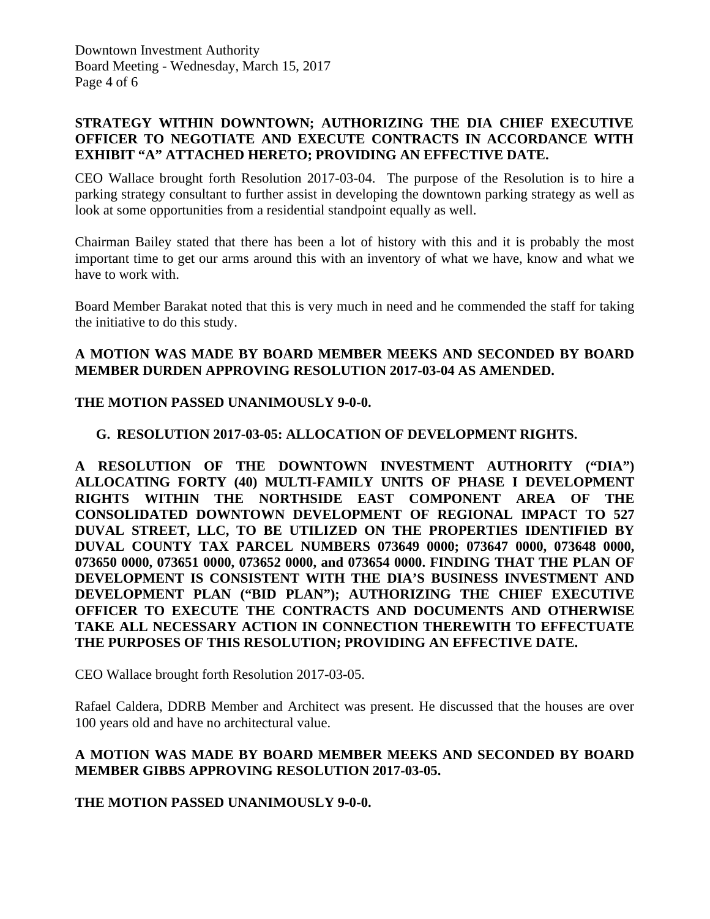**STRATEGY WITHIN DOWNTOWN; AUTHORIZING THE DIA CHIEF EXECUTIVE OFFICER TO NEGOTIATE AND EXECUTE CONTRACTS IN ACCORDANCE WITH EXHIBIT "A" ATTACHED HERETO; PROVIDING AN EFFECTIVE DATE.**

CEO Wallace brought forth Resolution 2017-03-04. The purpose of the Resolution is to hire a parking strategy consultant to further assist in developing the downtown parking strategy as well as look at some opportunities from a residential standpoint equally as well.

Chairman Bailey stated that there has been a lot of history with this and it is probably the most important time to get our arms around this with an inventory of what we have, know and what we have to work with.

Board Member Barakat noted that this is very much in need and he commended the staff for taking the initiative to do this study.

**A MOTION WAS MADE BY BOARD MEMBER MEEKS AND SECONDED BY BOARD MEMBER DURDEN APPROVING RESOLUTION 2017-03-04 AS AMENDED.**

**THE MOTION PASSED UNANIMOUSLY 9-0-0.**

**G. RESOLUTION 2017-03-05: ALLOCATION OF DEVELOPMENT RIGHTS.**

**A RESOLUTION OF THE DOWNTOWN INVESTMENT AUTHORITY ("DIA") ALLOCATING FORTY (40) MULTI-FAMILY UNITS OF PHASE I DEVELOPMENT RIGHTS WITHIN THE NORTHSIDE EAST COMPONENT AREA OF THE CONSOLIDATED DOWNTOWN DEVELOPMENT OF REGIONAL IMPACT TO 527 DUVAL STREET, LLC, TO BE UTILIZED ON THE PROPERTIES IDENTIFIED BY DUVAL COUNTY TAX PARCEL NUMBERS 073649 0000; 073647 0000, 073648 0000, 073650 0000, 073651 0000, 073652 0000, and 073654 0000. FINDING THAT THE PLAN OF DEVELOPMENT IS CONSISTENT WITH THE DIA'S BUSINESS INVESTMENT AND DEVELOPMENT PLAN ("BID PLAN"); AUTHORIZING THE CHIEF EXECUTIVE OFFICER TO EXECUTE THE CONTRACTS AND DOCUMENTS AND OTHERWISE TAKE ALL NECESSARY ACTION IN CONNECTION THEREWITH TO EFFECTUATE THE PURPOSES OF THIS RESOLUTION; PROVIDING AN EFFECTIVE DATE.**

CEO Wallace brought forth Resolution 2017-03-05.

Rafael Caldera, DDRB Member and Architect was present. He discussed that the houses are over 100 years old and have no architectural value.

**A MOTION WAS MADE BY BOARD MEMBER MEEKS AND SECONDED BY BOARD MEMBER GIBBS APPROVING RESOLUTION 2017-03-05.**

**THE MOTION PASSED UNANIMOUSLY 9-0-0.**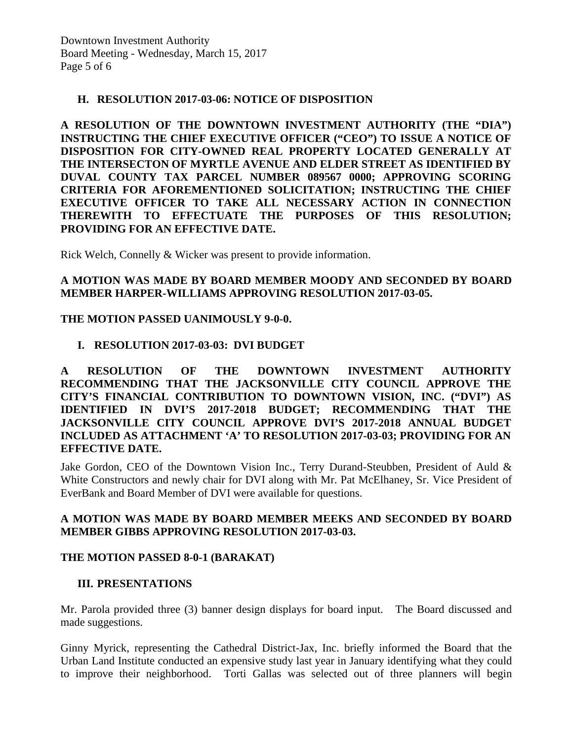### H. RESOLUTION 2017-03-06: NOTICE OF DISPOSITION

**A RESOLUTION OF THE DOWNTOWN INVESTMENT AUTHORITY (THE "DIA") INSTRUCTING THE CHIEF EXECUTIVE OFFICER ("CEO") TO ISSUE A NOTICE OF DISPOSITION FOR CITY-OWNED REAL PROPERTY LOCATED GENERALLY AT THE INTERSECTON OF MYRTLE AVENUE AND ELDER STREET AS IDENTIFIED BY DUVAL COUNTY TAX PARCEL NUMBER 089567 0000; APPROVING SCORING CRITERIA FOR AFOREMENTIONED SOLICITATION; INSTRUCTING THE CHIEF EXECUTIVE OFFICER TO TAKE ALL NECESSARY ACTION IN CONNECTION THEREWITH TO EFFECTUATE THE PURPOSES OF THIS RESOLUTION; PROVIDING FOR AN EFFECTIVE DATE.**

Rick Welch, Connelly & Wicker was present to provide information.

**A MOTION WAS MADE BY BOARD MEMBER MOODY AND SECONDED BY BOARD MEMBER HARPER-WILLIAMS APPROVING RESOLUTION 2017-03-05.**

**THE MOTION PASSED UANIMOUSLY 9-0-0.**

### I. RESOLUTION 2017-03-03: DVI BUDGET

**A RESOLUTION OF THE DOWNTOWN INVESTMENT AUTHORITY RECOMMENDING THAT THE JACKSONVILLE CITY COUNCIL APPROVE THE CITY'S FINANCIAL CONTRIBUTION TO DOWNTOWN VISION, INC. ("DVI") AS IDENTIFIED IN DVI'S 2017-2018 BUDGET; RECOMMENDING THAT THE JACKSONVILLE CITY COUNCIL APPROVE DVI'S 2017-2018 ANNUAL BUDGET INCLUDED AS ATTACHMENT 'A' TO RESOLUTION 2017-03-03; PROVIDING FOR AN EFFECTIVE DATE.**

Jake Gordon, CEO of the Downtown Vision Inc., Terry Durand-Steubben, President of Auld & White Constructors and newly chair for DVI along with Mr. Pat McElhaney, Sr. Vice President of EverBank and Board Member of DVI were available for questions.

**A MOTION WAS MADE BY BOARD MEMBER MEEKS AND SECONDED BY BOARD MEMBER GIBBS APPROVING RESOLUTION 2017-03-03.**

**THE MOTION PASSED 8-0-1 (BARAKAT)**

## III. PRESENTATIONS

Mr. Parola provided three (3) banner design displays for board input. The Board discussed and made suggestions.

Ginny Myrick, representing the Cathedral District-Jax, Inc. briefly informed the Board that the Urban Land Institute conducted an expensive study last year in January identifying what they could to improve their neighborhood. Torti Gallas was selected out of three planners will begin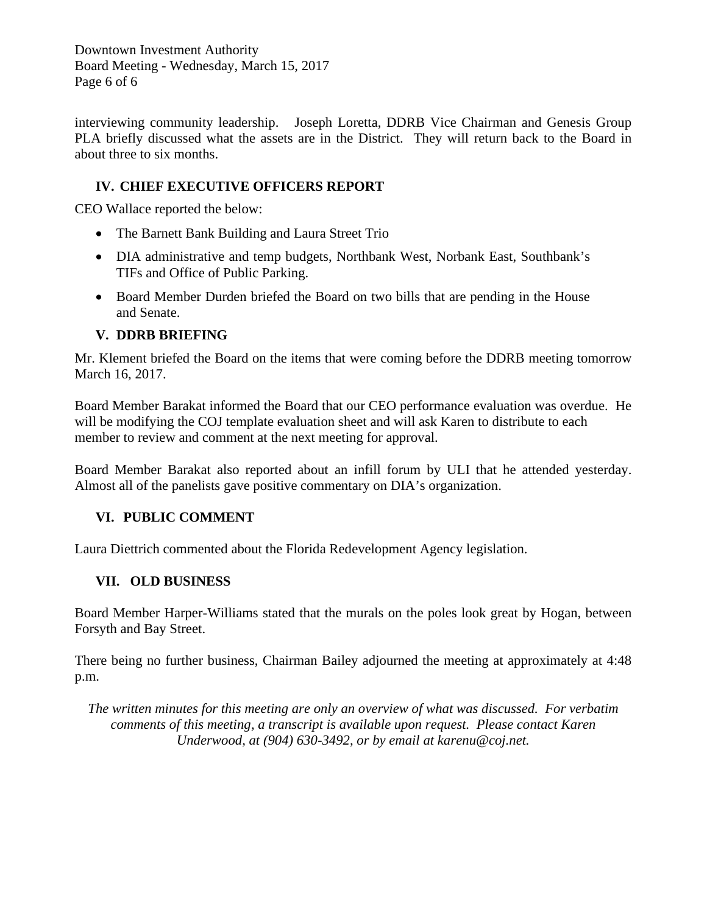interviewing community leadership. Joseph Loretta, DDRB Vice Chairman and Genesis Group PLA briefly discussed what the assets are in the District. They will return back to the Board in about three to six months.

## IV. CHIEF EXECUTIVE OFFICERS REPORT

CEO Wallace reported the below:

- The Barnett Bank Building and Laura Street Trio
- DIA administrative and temp budgets, Northbank West, Norbank East, Southbank's TIFs and Office of Public Parking.
- Board Member Durden briefed the Board on two bills that are pending in the House and Senate.

## V. DDRB BRIEFING

Mr. Klement briefed the Board on the items that were coming before the DDRB meeting tomorrow March 16, 2017.

Board Member Barakat informed the Board that our CEO performance evaluation was overdue. He will be modifying the COJ template evaluation sheet and will ask Karen to distribute to each member to review and comment at the next meeting for approval.

Board Member Barakat also reported about an infill forum by ULI that he attended yesterday. Almost all of the panelists gave positive commentary on DIA's organization.

## VI. PUBLIC COMMENT

Laura Diettrich commented about the Florida Redevelopment Agency legislation.

## VII. OLD BUSINESS

Board Member Harper-Williams stated that the murals on the poles look great by Hogan, between Forsyth and Bay Street.

There being no further business, Chairman Bailey adjourned the meeting at approximately at 4:48 p.m.

*The written minutes for this meeting are only an overview of what was discussed. For verbatim comments of this meeting, a transcript is available upon request. Please contact Karen Underwood, at (904) 630-3492, or by email at karenu@coj.net.*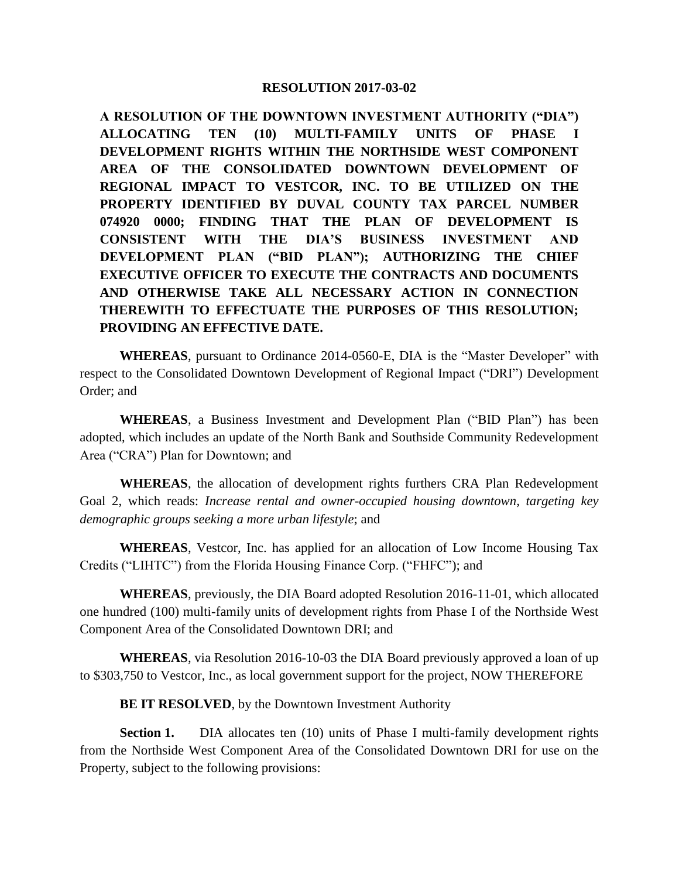**RESOLUTION 2017-03-02**

**A RESOLUTION OF THE DOWNTOWN INVESTMENT AUTHORITY ("DIA") ALLOCATING TEN (10) MULTI-FAMILY UNITS OF PHASE I DEVELOPMENT RIGHTS WITHIN THE NORTHSIDE WEST COMPONENT AREA OF THE CONSOLIDATED DOWNTOWN DEVELOPMENT OF REGIONAL IMPACT TO VESTCOR, INC. TO BE UTILIZED ON THE PROPERTY IDENTIFIED BY DUVAL COUNTY TAX PARCEL NUMBER 074920 0000; FINDING THAT THE PLAN OF DEVELOPMENT IS CONSISTENT WITH THE DIA'S BUSINESS INVESTMENT AND DEVELOPMENT PLAN ("BID PLAN"); AUTHORIZING THE CHIEF EXECUTIVE OFFICER TO EXECUTE THE CONTRACTS AND DOCUMENTS AND OTHERWISE TAKE ALL NECESSARY ACTION IN CONNECTION THEREWITH TO EFFECTUATE THE PURPOSES OF THIS RESOLUTION; PROVIDING AN EFFECTIVE DATE.**

**WHEREAS**, pursuant to Ordinance 2014-0560-E, DIA is the "Master Developer" with respect to the Consolidated Downtown Development of Regional Impact ("DRI") Development Order; and

**WHEREAS**, a Business Investment and Development Plan ("BID Plan") has been adopted, which includes an update of the North Bank and Southside Community Redevelopment Area ("CRA") Plan for Downtown; and

**WHEREAS**, the allocation of development rights furthers CRA Plan Redevelopment Goal 2, which reads: *Increase rental and owner-occupied housing downtown, targeting key demographic groups seeking a more urban lifestyle*; and

**WHEREAS**, Vestcor, Inc. has applied for an allocation of Low Income Housing Tax Credits ("LIHTC") from the Florida Housing Finance Corp. ("FHFC"); and

**WHEREAS**, previously, the DIA Board adopted Resolution 2016-11-01, which allocated one hundred (100) multi-family units of development rights from Phase I of the Northside West Component Area of the Consolidated Downtown DRI; and

**WHEREAS**, via Resolution 2016-10-03 the DIA Board previously approved a loan of up to $303,750 to Vestcor, Inc., as local government support for the project, NOW THEREFORE

**BE IT RESOLVED**, by the Downtown Investment Authority

**Section 1.** DIA allocates ten (10) units of Phase I multi-family development rights from the Northside West Component Area of the Consolidated Downtown DRI for use on the Property, subject to the following provisions: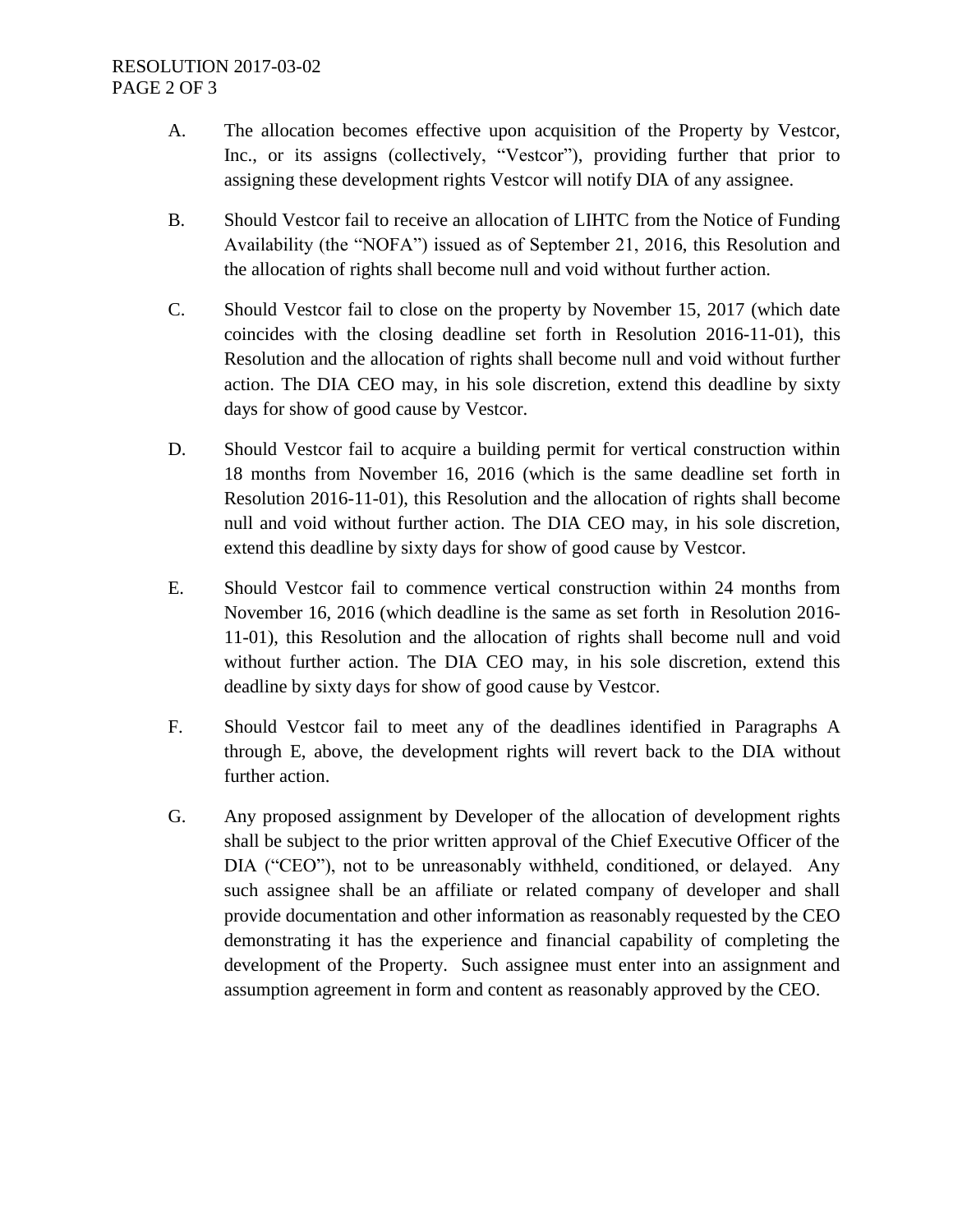A. The allocation becomes effective upon acquisition of the Property by Vestcor, Inc., or its assigns (collectively, "Vestcor"), providing further that prior to assigning these development rights Vestcor will notify DIA of any assignee.

B. Should Vestcor fail to receive an allocation of LIHTC from the Notice of Funding Availability (the "NOFA") issued as of September 21, 2016, this Resolution and the allocation of rights shall become null and void without further action.

C. Should Vestcor fail to close on the property by November 15, 2017 (which date coincides with the closing deadline set forth in Resolution 2016-11-01), this Resolution and the allocation of rights shall become null and void without further action. The DIA CEO may, in his sole discretion, extend this deadline by sixty days for show of good cause by Vestcor.

D. Should Vestcor fail to acquire a building permit for vertical construction within 18 months from November 16, 2016 (which is the same deadline set forth in Resolution 2016-11-01), this Resolution and the allocation of rights shall become null and void without further action. The DIA CEO may, in his sole discretion, extend this deadline by sixty days for show of good cause by Vestcor.

E. Should Vestcor fail to commence vertical construction within 24 months from November 16, 2016 (which deadline is the same as set forth in Resolution 2016-11-01), this Resolution and the allocation of rights shall become null and void without further action. The DIA CEO may, in his sole discretion, extend this deadline by sixty days for show of good cause by Vestcor.

F. Should Vestcor fail to meet any of the deadlines identified in Paragraphs A through E, above, the development rights will revert back to the DIA without further action.

G. Any proposed assignment by Developer of the allocation of development rights shall be subject to the prior written approval of the Chief Executive Officer of the DIA ("CEO"), not to be unreasonably withheld, conditioned, or delayed. Any such assignee shall be an affiliate or related company of developer and shall provide documentation and other information as reasonably requested by the CEO demonstrating it has the experience and financial capability of completing the development of the Property. Such assignee must enter into an assignment and assumption agreement in form and content as reasonably approved by the CEO.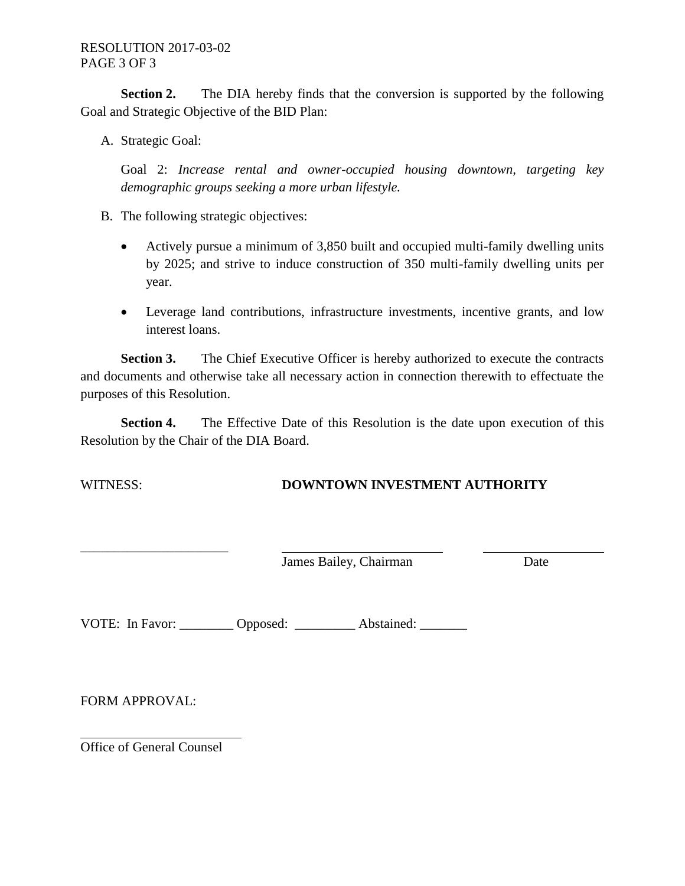**Section 2.** The DIA hereby finds that the conversion is supported by the following Goal and Strategic Objective of the BID Plan:

A. Strategic Goal:

   Goal 2: *Increase rental and owner-occupied housing downtown, targeting key demographic groups seeking a more urban lifestyle.*

B. The following strategic objectives:

   - Actively pursue a minimum of 3,850 built and occupied multi-family dwelling units by 2025; and strive to induce construction of 350 multi-family dwelling units per year.

   - Leverage land contributions, infrastructure investments, incentive grants, and low interest loans.

**Section 3.** The Chief Executive Officer is hereby authorized to execute the contracts and documents and otherwise take all necessary action in connection therewith to effectuate the purposes of this Resolution.

**Section 4.** The Effective Date of this Resolution is the date upon execution of this Resolution by the Chair of the DIA Board.

WITNESS: **DOWNTOWN INVESTMENT AUTHORITY**

______________________ ______________________ ______________________
James Bailey, Chairman Date

VOTE: In Favor: ________ Opposed: _________ Abstained: _______

FORM APPROVAL:

______________________
Office of General Counsel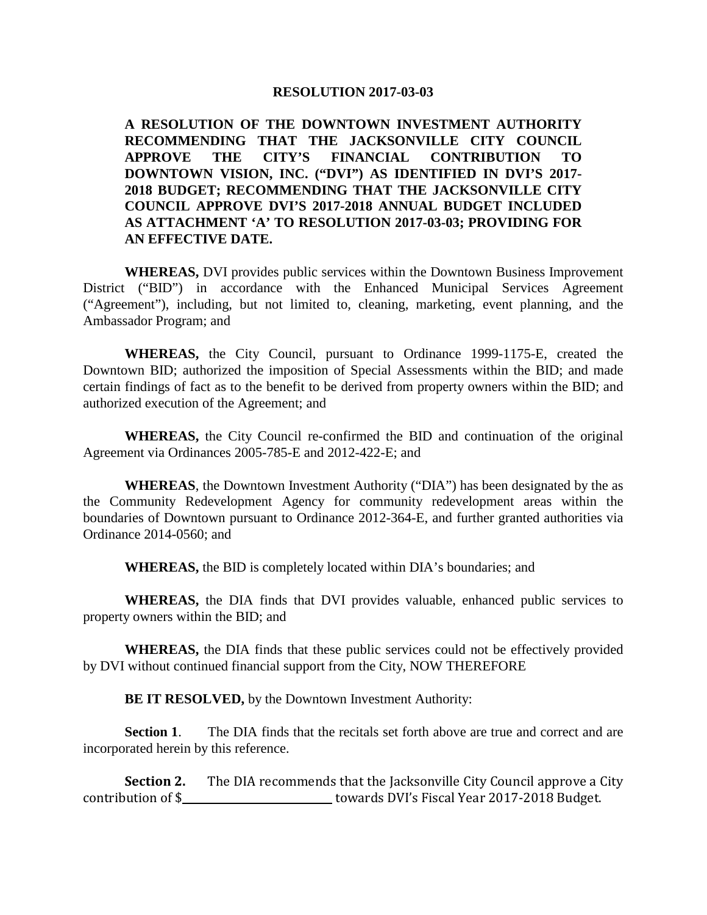**RESOLUTION 2017-03-03**

**A RESOLUTION OF THE DOWNTOWN INVESTMENT AUTHORITY RECOMMENDING THAT THE JACKSONVILLE CITY COUNCIL APPROVE THE CITY'S FINANCIAL CONTRIBUTION TO DOWNTOWN VISION, INC. ("DVI") AS IDENTIFIED IN DVI'S 2017-2018 BUDGET; RECOMMENDING THAT THE JACKSONVILLE CITY COUNCIL APPROVE DVI'S 2017-2018 ANNUAL BUDGET INCLUDED AS ATTACHMENT 'A' TO RESOLUTION 2017-03-03; PROVIDING FOR AN EFFECTIVE DATE.**

**WHEREAS,** DVI provides public services within the Downtown Business Improvement District ("BID") in accordance with the Enhanced Municipal Services Agreement ("Agreement"), including, but not limited to, cleaning, marketing, event planning, and the Ambassador Program; and

**WHEREAS,** the City Council, pursuant to Ordinance 1999-1175-E, created the Downtown BID; authorized the imposition of Special Assessments within the BID; and made certain findings of fact as to the benefit to be derived from property owners within the BID; and authorized execution of the Agreement; and

**WHEREAS,** the City Council re-confirmed the BID and continuation of the original Agreement via Ordinances 2005-785-E and 2012-422-E; and

**WHEREAS**, the Downtown Investment Authority ("DIA") has been designated by the as the Community Redevelopment Agency for community redevelopment areas within the boundaries of Downtown pursuant to Ordinance 2012-364-E, and further granted authorities via Ordinance 2014-0560; and

**WHEREAS,** the BID is completely located within DIA's boundaries; and

**WHEREAS,** the DIA finds that DVI provides valuable, enhanced public services to property owners within the BID; and

**WHEREAS,** the DIA finds that these public services could not be effectively provided by DVI without continued financial support from the City, NOW THEREFORE

**BE IT RESOLVED,** by the Downtown Investment Authority:

**Section 1**. The DIA finds that the recitals set forth above are true and correct and are incorporated herein by this reference.

**Section 2.** The DIA recommends that the Jacksonville City Council approve a City contribution of $\_\_\_\_\_\_\_\_\_\_\_\_\_\_\_\_\_\_\_\_\_\_\_\_\_ towards DVI's Fiscal Year 2017-2018 Budget.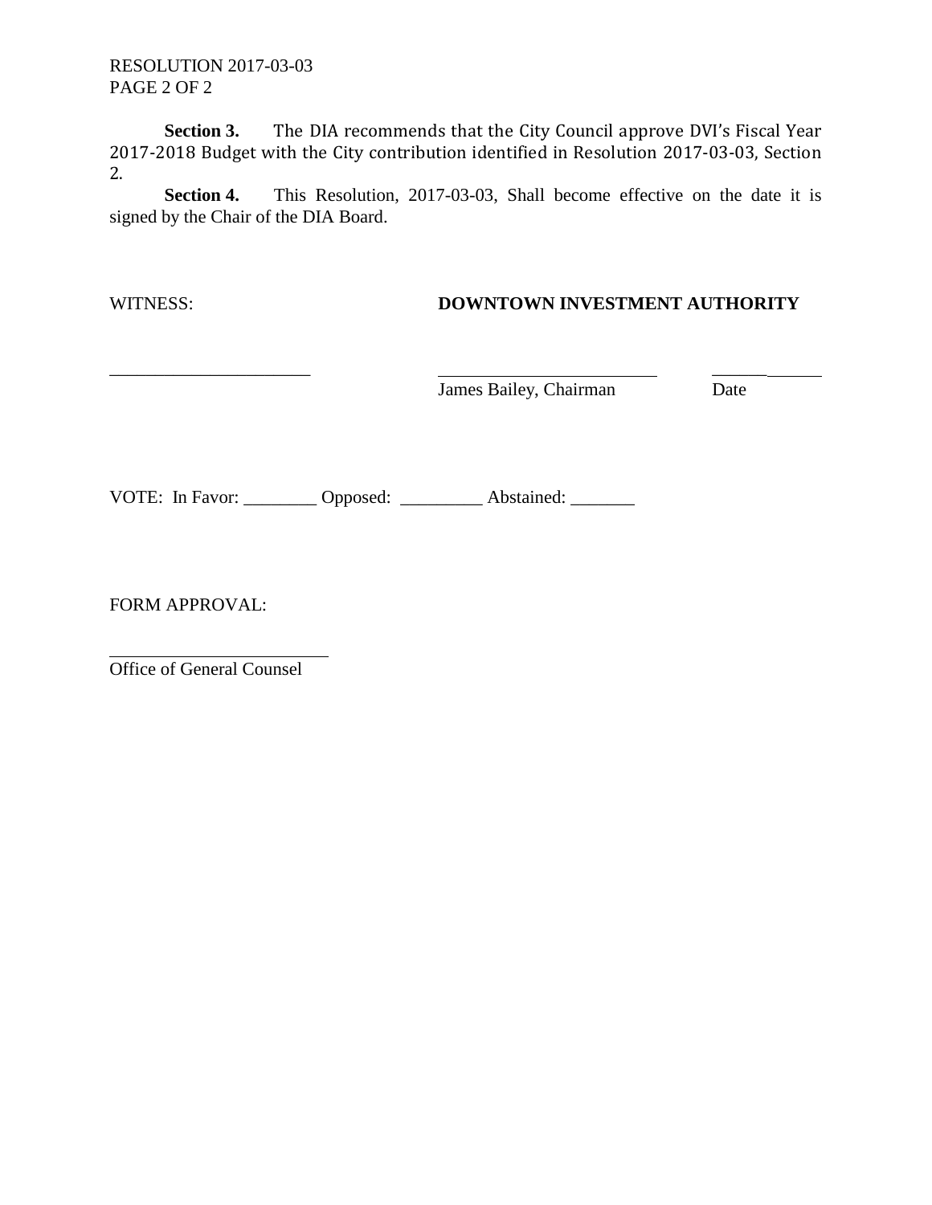RESOLUTION 2017-03-03

**Section 3.** The DIA recommends that the City Council approve DVI's Fiscal Year 2017-2018 Budget with the City contribution identified in Resolution 2017-03-03, Section 2.

**Section 4.** This Resolution, 2017-03-03, Shall become effective on the date it is signed by the Chair of the DIA Board.

WITNESS: **DOWNTOWN INVESTMENT AUTHORITY**

______________________ ________________________ ____________

James Bailey, Chairman Date

VOTE: In Favor: ________ Opposed: _________ Abstained: _______

FORM APPROVAL:

________________________

Office of General Counsel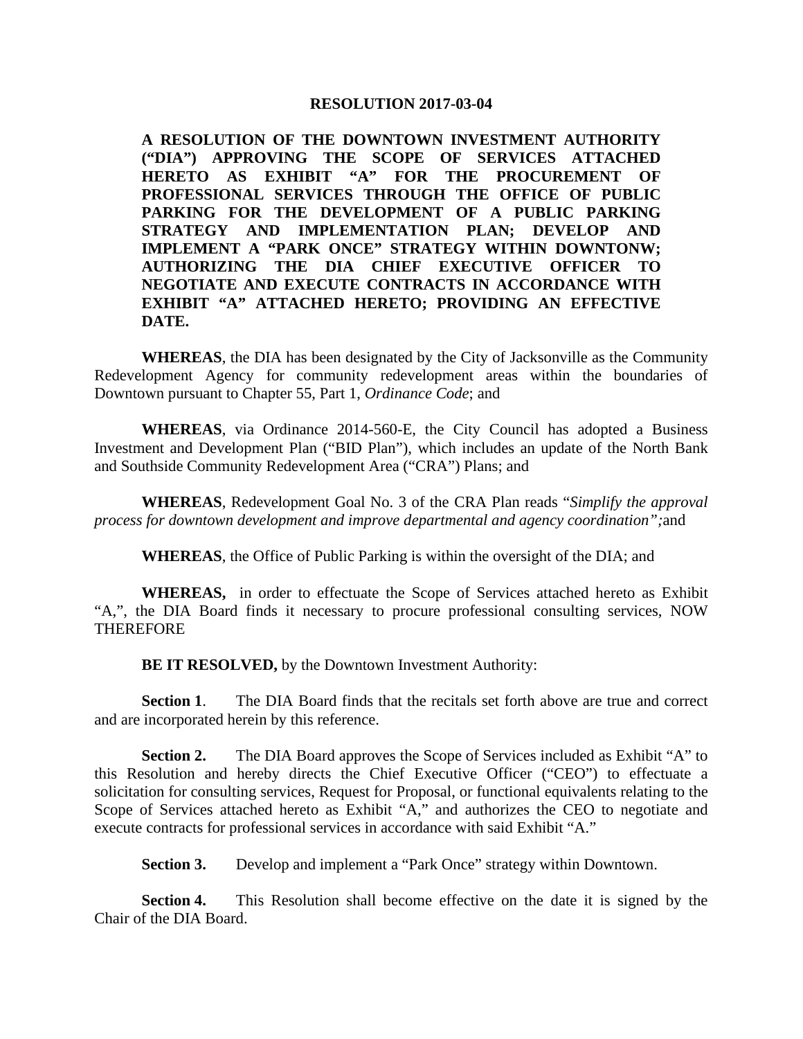**RESOLUTION 2017-03-04**

**A RESOLUTION OF THE DOWNTOWN INVESTMENT AUTHORITY ("DIA") APPROVING THE SCOPE OF SERVICES ATTACHED HERETO AS EXHIBIT "A" FOR THE PROCUREMENT OF PROFESSIONAL SERVICES THROUGH THE OFFICE OF PUBLIC PARKING FOR THE DEVELOPMENT OF A PUBLIC PARKING STRATEGY AND IMPLEMENTATION PLAN; DEVELOP AND IMPLEMENT A "PARK ONCE" STRATEGY WITHIN DOWNTONW; AUTHORIZING THE DIA CHIEF EXECUTIVE OFFICER TO NEGOTIATE AND EXECUTE CONTRACTS IN ACCORDANCE WITH EXHIBIT "A" ATTACHED HERETO; PROVIDING AN EFFECTIVE DATE.**

**WHEREAS**, the DIA has been designated by the City of Jacksonville as the Community Redevelopment Agency for community redevelopment areas within the boundaries of Downtown pursuant to Chapter 55, Part 1, *Ordinance Code*; and

**WHEREAS**, via Ordinance 2014-560-E, the City Council has adopted a Business Investment and Development Plan ("BID Plan"), which includes an update of the North Bank and Southside Community Redevelopment Area ("CRA") Plans; and

**WHEREAS**, Redevelopment Goal No. 3 of the CRA Plan reads "*Simplify the approval process for downtown development and improve departmental and agency coordination";*and

**WHEREAS**, the Office of Public Parking is within the oversight of the DIA; and

**WHEREAS,** in order to effectuate the Scope of Services attached hereto as Exhibit "A,", the DIA Board finds it necessary to procure professional consulting services, NOW THEREFORE

**BE IT RESOLVED,** by the Downtown Investment Authority:

**Section 1**. The DIA Board finds that the recitals set forth above are true and correct and are incorporated herein by this reference.

**Section 2.** The DIA Board approves the Scope of Services included as Exhibit "A" to this Resolution and hereby directs the Chief Executive Officer ("CEO") to effectuate a solicitation for consulting services, Request for Proposal, or functional equivalents relating to the Scope of Services attached hereto as Exhibit "A," and authorizes the CEO to negotiate and execute contracts for professional services in accordance with said Exhibit "A."

**Section 3.** Develop and implement a "Park Once" strategy within Downtown.

**Section 4.** This Resolution shall become effective on the date it is signed by the Chair of the DIA Board.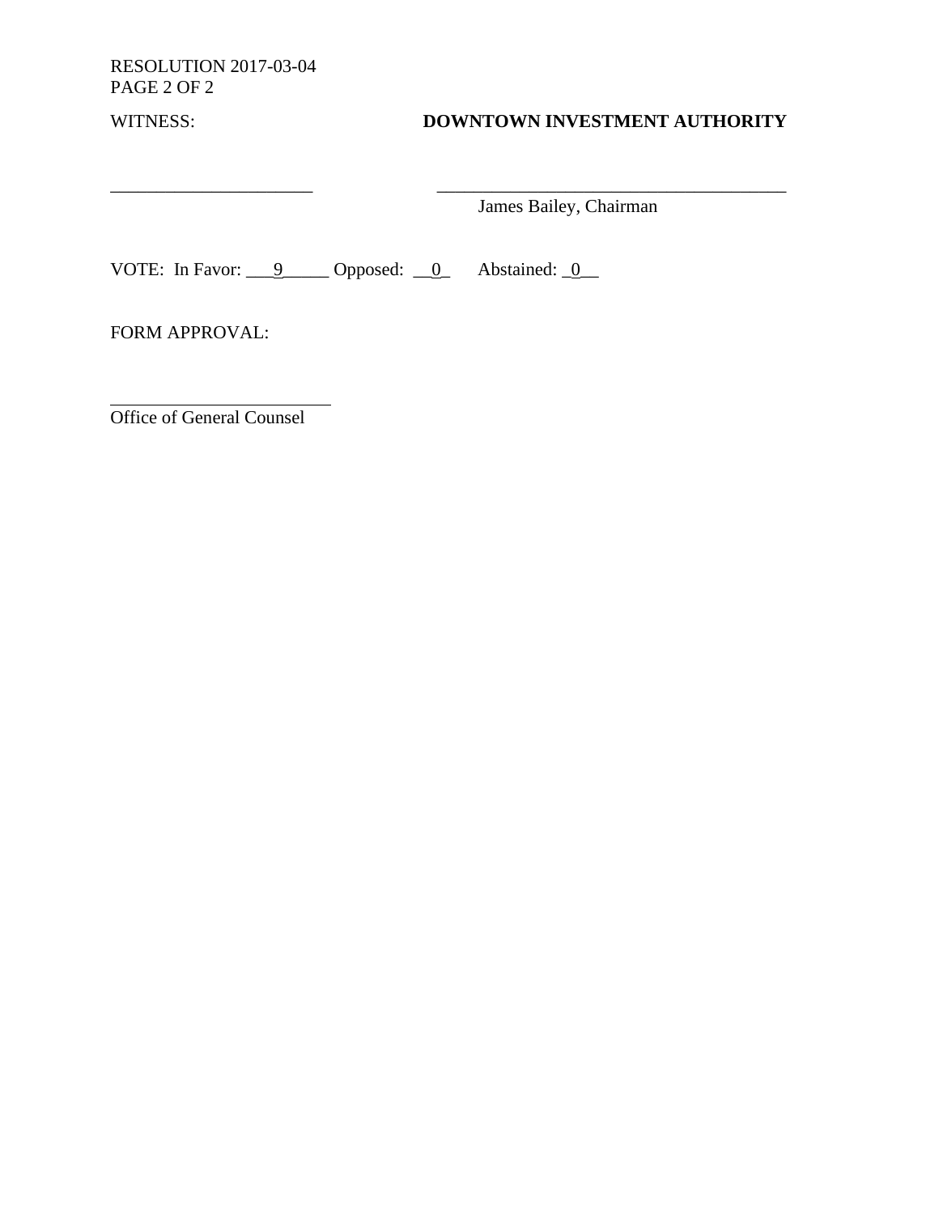WITNESS: **DOWNTOWN INVESTMENT AUTHORITY**

______________________ ______________________________________

James Bailey, Chairman

VOTE: In Favor: ___9_____ Opposed: __0_ Abstained: _0__

FORM APPROVAL:

________________________

Office of General Counsel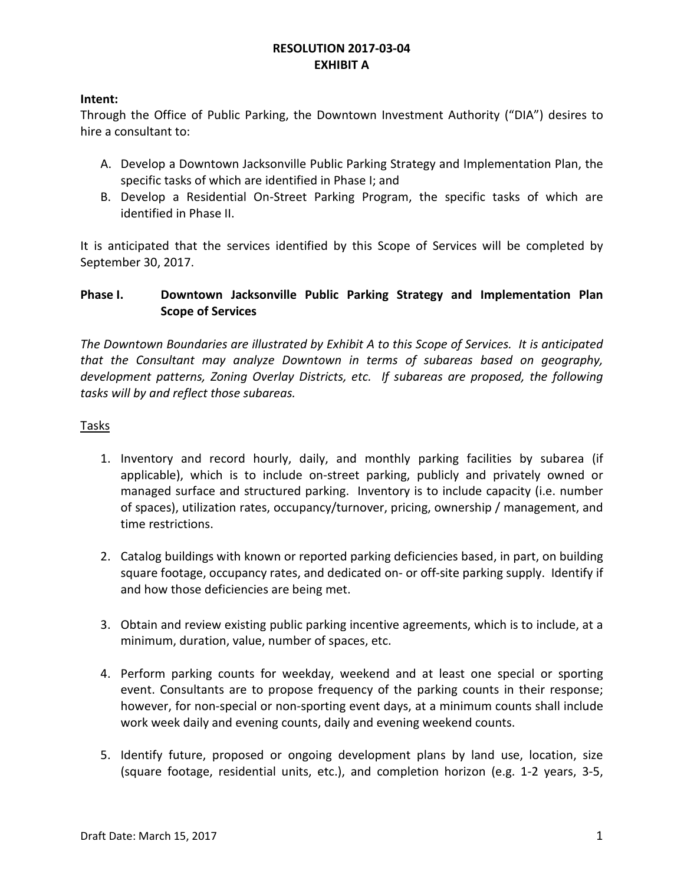**RESOLUTION 2017-03-04**
**EXHIBIT A**

**Intent:**
Through the Office of Public Parking, the Downtown Investment Authority ("DIA") desires to hire a consultant to:

A. Develop a Downtown Jacksonville Public Parking Strategy and Implementation Plan, the specific tasks of which are identified in Phase I; and
B. Develop a Residential On-Street Parking Program, the specific tasks of which are identified in Phase II.

It is anticipated that the services identified by this Scope of Services will be completed by September 30, 2017.

**Phase I. Downtown Jacksonville Public Parking Strategy and Implementation Plan Scope of Services**

*The Downtown Boundaries are illustrated by Exhibit A to this Scope of Services. It is anticipated that the Consultant may analyze Downtown in terms of subareas based on geography, development patterns, Zoning Overlay Districts, etc. If subareas are proposed, the following tasks will by and reflect those subareas.*

Tasks

1. Inventory and record hourly, daily, and monthly parking facilities by subarea (if applicable), which is to include on-street parking, publicly and privately owned or managed surface and structured parking. Inventory is to include capacity (i.e. number of spaces), utilization rates, occupancy/turnover, pricing, ownership / management, and time restrictions.

2. Catalog buildings with known or reported parking deficiencies based, in part, on building square footage, occupancy rates, and dedicated on- or off-site parking supply. Identify if and how those deficiencies are being met.

3. Obtain and review existing public parking incentive agreements, which is to include, at a minimum, duration, value, number of spaces, etc.

4. Perform parking counts for weekday, weekend and at least one special or sporting event. Consultants are to propose frequency of the parking counts in their response; however, for non-special or non-sporting event days, at a minimum counts shall include work week daily and evening counts, daily and evening weekend counts.

5. Identify future, proposed or ongoing development plans by land use, location, size (square footage, residential units, etc.), and completion horizon (e.g. 1-2 years, 3-5,

Draft Date: March 15, 2017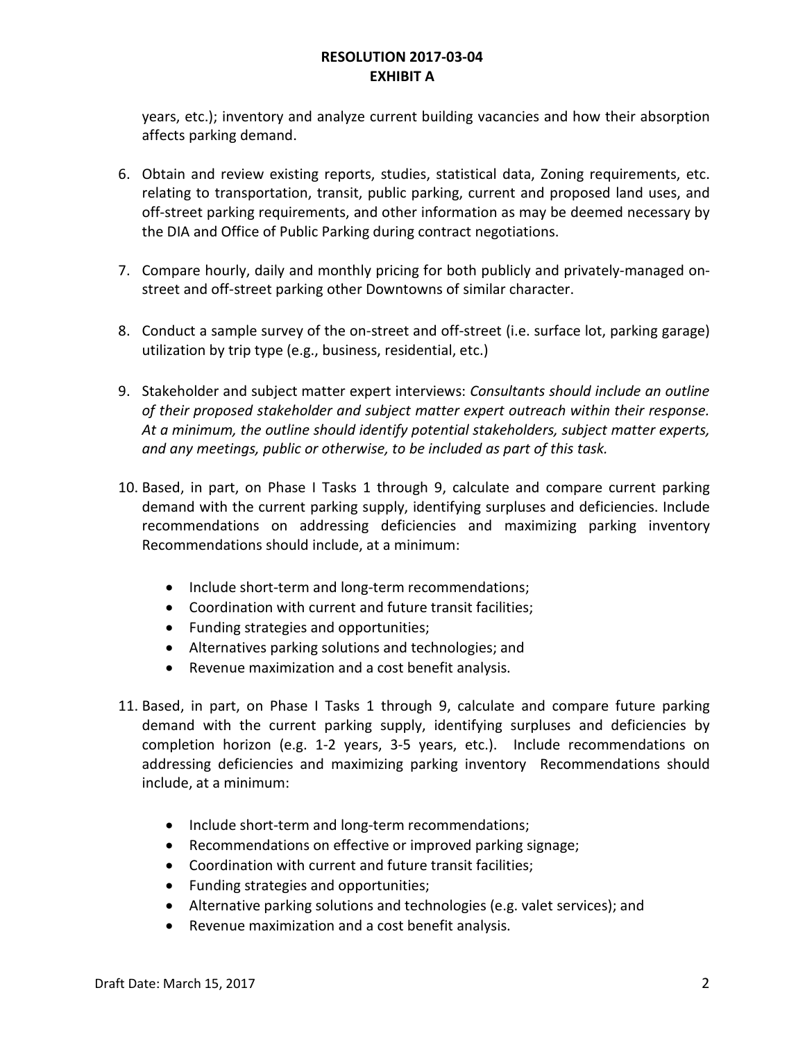years, etc.); inventory and analyze current building vacancies and how their absorption affects parking demand.

6. Obtain and review existing reports, studies, statistical data, Zoning requirements, etc. relating to transportation, transit, public parking, current and proposed land uses, and off-street parking requirements, and other information as may be deemed necessary by the DIA and Office of Public Parking during contract negotiations.

7. Compare hourly, daily and monthly pricing for both publicly and privately-managed on-street and off-street parking other Downtowns of similar character.

8. Conduct a sample survey of the on-street and off-street (i.e. surface lot, parking garage) utilization by trip type (e.g., business, residential, etc.)

9. Stakeholder and subject matter expert interviews: *Consultants should include an outline of their proposed stakeholder and subject matter expert outreach within their response. At a minimum, the outline should identify potential stakeholders, subject matter experts, and any meetings, public or otherwise, to be included as part of this task.*

10. Based, in part, on Phase I Tasks 1 through 9, calculate and compare current parking demand with the current parking supply, identifying surpluses and deficiencies. Include recommendations on addressing deficiencies and maximizing parking inventory Recommendations should include, at a minimum:

    - Include short-term and long-term recommendations;
    - Coordination with current and future transit facilities;
    - Funding strategies and opportunities;
    - Alternatives parking solutions and technologies; and
    - Revenue maximization and a cost benefit analysis.

11. Based, in part, on Phase I Tasks 1 through 9, calculate and compare future parking demand with the current parking supply, identifying surpluses and deficiencies by completion horizon (e.g. 1-2 years, 3-5 years, etc.). Include recommendations on addressing deficiencies and maximizing parking inventory Recommendations should include, at a minimum:

    - Include short-term and long-term recommendations;
    - Recommendations on effective or improved parking signage;
    - Coordination with current and future transit facilities;
    - Funding strategies and opportunities;
    - Alternative parking solutions and technologies (e.g. valet services); and
    - Revenue maximization and a cost benefit analysis.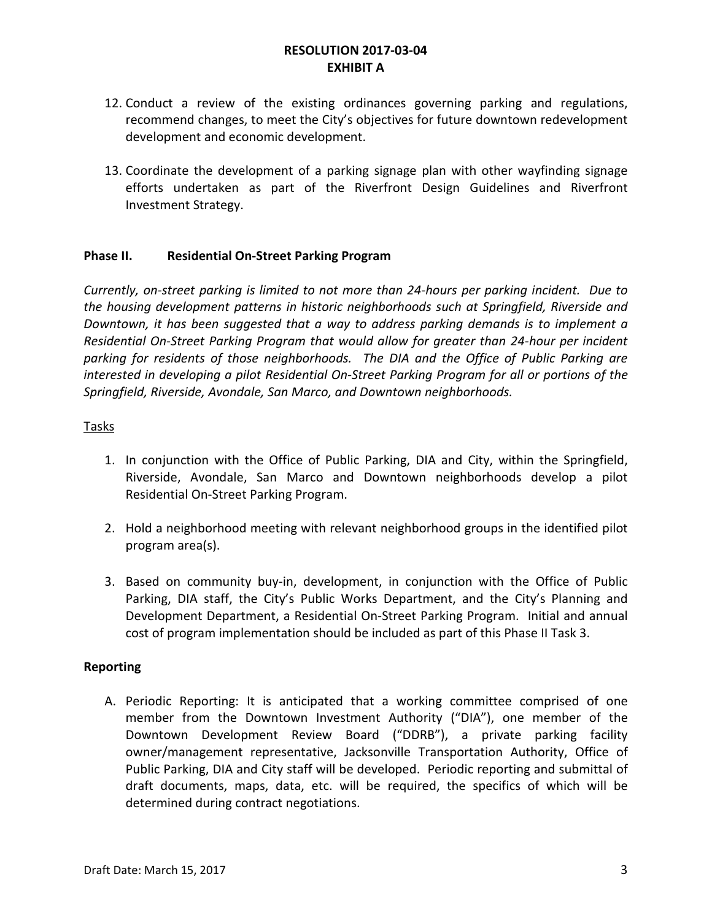# RESOLUTION 2017-03-04
# EXHIBIT A

12. Conduct a review of the existing ordinances governing parking and regulations, recommend changes, to meet the City's objectives for future downtown redevelopment development and economic development.

13. Coordinate the development of a parking signage plan with other wayfinding signage efforts undertaken as part of the Riverfront Design Guidelines and Riverfront Investment Strategy.

## Phase II. Residential On-Street Parking Program

*Currently, on-street parking is limited to not more than 24-hours per parking incident. Due to the housing development patterns in historic neighborhoods such at Springfield, Riverside and Downtown, it has been suggested that a way to address parking demands is to implement a Residential On-Street Parking Program that would allow for greater than 24-hour per incident parking for residents of those neighborhoods. The DIA and the Office of Public Parking are interested in developing a pilot Residential On-Street Parking Program for all or portions of the Springfield, Riverside, Avondale, San Marco, and Downtown neighborhoods.*

Tasks

1. In conjunction with the Office of Public Parking, DIA and City, within the Springfield, Riverside, Avondale, San Marco and Downtown neighborhoods develop a pilot Residential On-Street Parking Program.

2. Hold a neighborhood meeting with relevant neighborhood groups in the identified pilot program area(s).

3. Based on community buy-in, development, in conjunction with the Office of Public Parking, DIA staff, the City's Public Works Department, and the City's Planning and Development Department, a Residential On-Street Parking Program. Initial and annual cost of program implementation should be included as part of this Phase II Task 3.

## Reporting

A. Periodic Reporting: It is anticipated that a working committee comprised of one member from the Downtown Investment Authority ("DIA"), one member of the Downtown Development Review Board ("DDRB"), a private parking facility owner/management representative, Jacksonville Transportation Authority, Office of Public Parking, DIA and City staff will be developed. Periodic reporting and submittal of draft documents, maps, data, etc. will be required, the specifics of which will be determined during contract negotiations.

Draft Date: March 15, 2017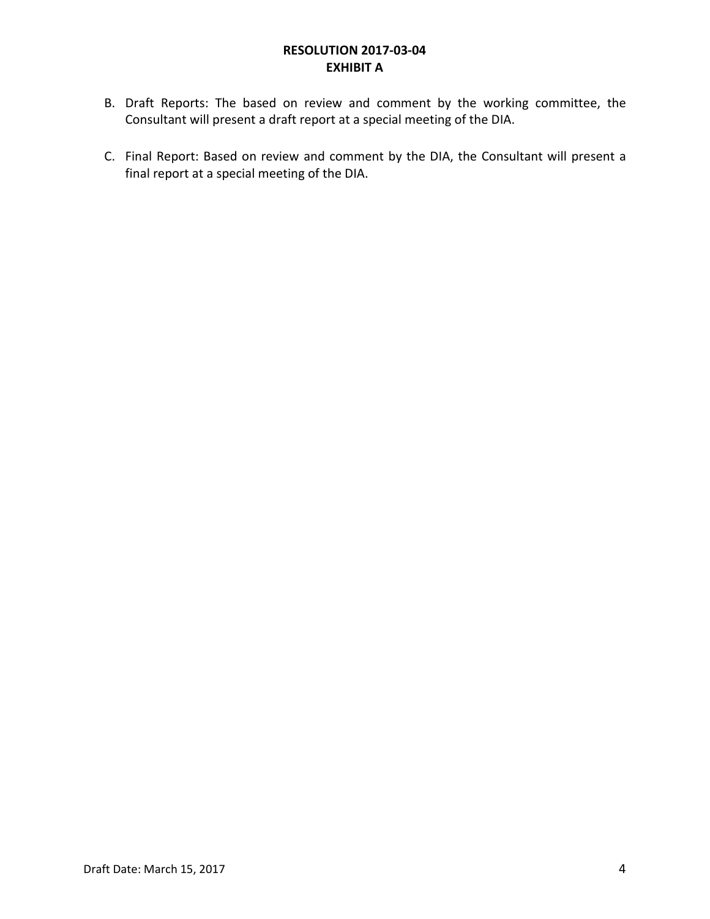**RESOLUTION 2017-03-04**
**EXHIBIT A**

B. Draft Reports: The based on review and comment by the working committee, the Consultant will present a draft report at a special meeting of the DIA.

C. Final Report: Based on review and comment by the DIA, the Consultant will present a final report at a special meeting of the DIA.

Draft Date: March 15, 2017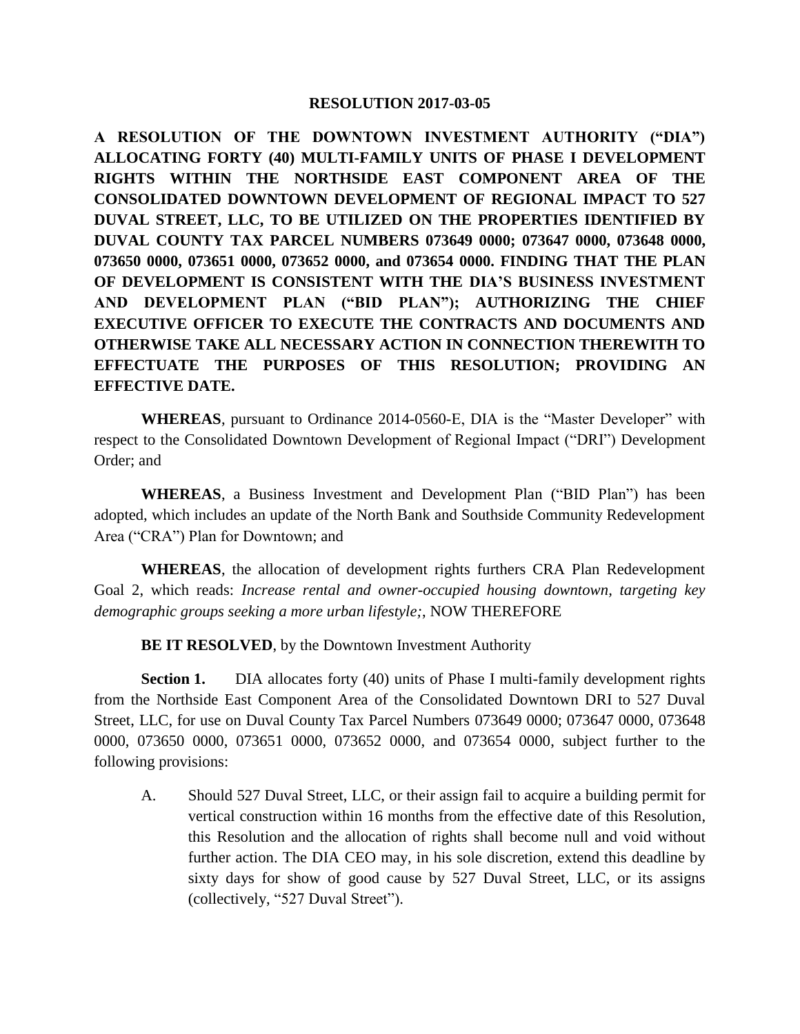**RESOLUTION 2017-03-05**

**A RESOLUTION OF THE DOWNTOWN INVESTMENT AUTHORITY ("DIA") ALLOCATING FORTY (40) MULTI-FAMILY UNITS OF PHASE I DEVELOPMENT RIGHTS WITHIN THE NORTHSIDE EAST COMPONENT AREA OF THE CONSOLIDATED DOWNTOWN DEVELOPMENT OF REGIONAL IMPACT TO 527 DUVAL STREET, LLC, TO BE UTILIZED ON THE PROPERTIES IDENTIFIED BY DUVAL COUNTY TAX PARCEL NUMBERS 073649 0000; 073647 0000, 073648 0000, 073650 0000, 073651 0000, 073652 0000, and 073654 0000. FINDING THAT THE PLAN OF DEVELOPMENT IS CONSISTENT WITH THE DIA'S BUSINESS INVESTMENT AND DEVELOPMENT PLAN ("BID PLAN"); AUTHORIZING THE CHIEF EXECUTIVE OFFICER TO EXECUTE THE CONTRACTS AND DOCUMENTS AND OTHERWISE TAKE ALL NECESSARY ACTION IN CONNECTION THEREWITH TO EFFECTUATE THE PURPOSES OF THIS RESOLUTION; PROVIDING AN EFFECTIVE DATE.**

**WHEREAS**, pursuant to Ordinance 2014-0560-E, DIA is the "Master Developer" with respect to the Consolidated Downtown Development of Regional Impact ("DRI") Development Order; and

**WHEREAS**, a Business Investment and Development Plan ("BID Plan") has been adopted, which includes an update of the North Bank and Southside Community Redevelopment Area ("CRA") Plan for Downtown; and

**WHEREAS**, the allocation of development rights furthers CRA Plan Redevelopment Goal 2, which reads: *Increase rental and owner-occupied housing downtown, targeting key demographic groups seeking a more urban lifestyle;*, NOW THEREFORE

**BE IT RESOLVED**, by the Downtown Investment Authority

**Section 1.** DIA allocates forty (40) units of Phase I multi-family development rights from the Northside East Component Area of the Consolidated Downtown DRI to 527 Duval Street, LLC, for use on Duval County Tax Parcel Numbers 073649 0000; 073647 0000, 073648 0000, 073650 0000, 073651 0000, 073652 0000, and 073654 0000, subject further to the following provisions:

A. Should 527 Duval Street, LLC, or their assign fail to acquire a building permit for vertical construction within 16 months from the effective date of this Resolution, this Resolution and the allocation of rights shall become null and void without further action. The DIA CEO may, in his sole discretion, extend this deadline by sixty days for show of good cause by 527 Duval Street, LLC, or its assigns (collectively, "527 Duval Street").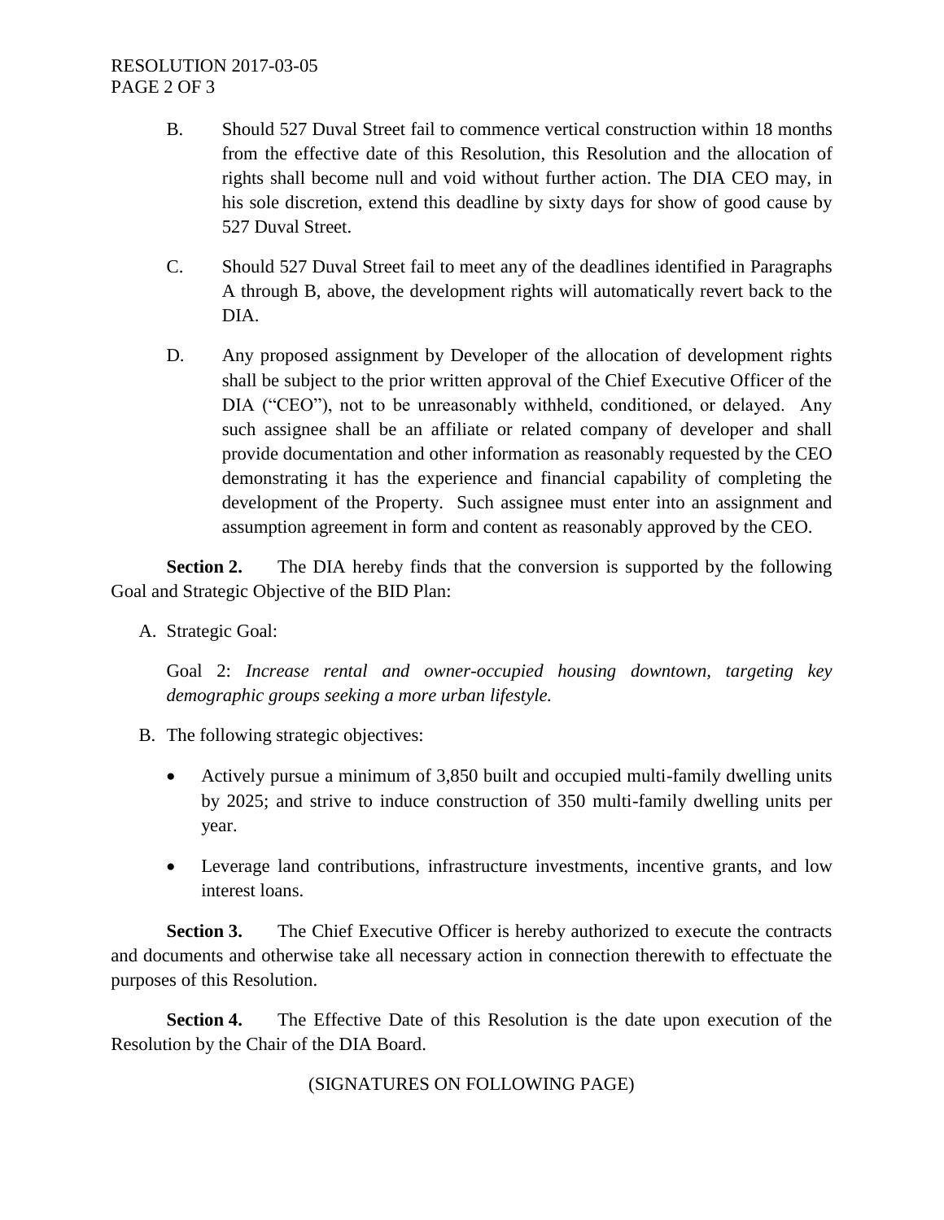B. Should 527 Duval Street fail to commence vertical construction within 18 months from the effective date of this Resolution, this Resolution and the allocation of rights shall become null and void without further action. The DIA CEO may, in his sole discretion, extend this deadline by sixty days for show of good cause by 527 Duval Street.

C. Should 527 Duval Street fail to meet any of the deadlines identified in Paragraphs A through B, above, the development rights will automatically revert back to the DIA.

D. Any proposed assignment by Developer of the allocation of development rights shall be subject to the prior written approval of the Chief Executive Officer of the DIA ("CEO"), not to be unreasonably withheld, conditioned, or delayed. Any such assignee shall be an affiliate or related company of developer and shall provide documentation and other information as reasonably requested by the CEO demonstrating it has the experience and financial capability of completing the development of the Property. Such assignee must enter into an assignment and assumption agreement in form and content as reasonably approved by the CEO.

**Section 2.** The DIA hereby finds that the conversion is supported by the following Goal and Strategic Objective of the BID Plan:

A. Strategic Goal:

Goal 2: *Increase rental and owner-occupied housing downtown, targeting key demographic groups seeking a more urban lifestyle.*

B. The following strategic objectives:

- Actively pursue a minimum of 3,850 built and occupied multi-family dwelling units by 2025; and strive to induce construction of 350 multi-family dwelling units per year.
- Leverage land contributions, infrastructure investments, incentive grants, and low interest loans.

**Section 3.** The Chief Executive Officer is hereby authorized to execute the contracts and documents and otherwise take all necessary action in connection therewith to effectuate the purposes of this Resolution.

**Section 4.** The Effective Date of this Resolution is the date upon execution of the Resolution by the Chair of the DIA Board.

(SIGNATURES ON FOLLOWING PAGE)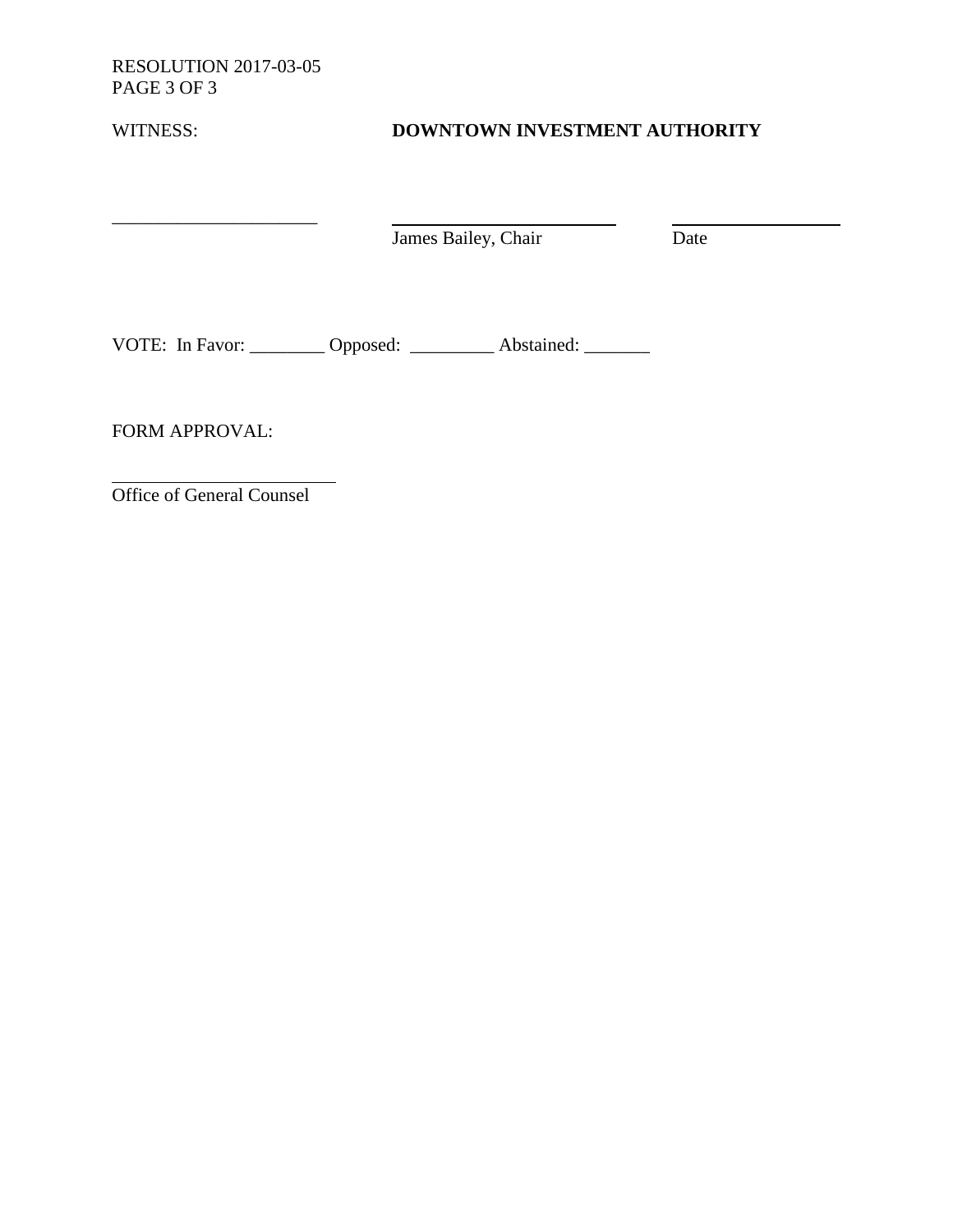RESOLUTION 2017-03-05
PAGE 3 OF 3

| WITNESS: | **DOWNTOWN INVESTMENT AUTHORITY** | |
|---|---|---|
| ______________________ | ______________________ | __________________ |
| | James Bailey, Chair | Date |

VOTE: In Favor: ________ Opposed: _________ Abstained: _______

FORM APPROVAL:

________________________

Office of General Counsel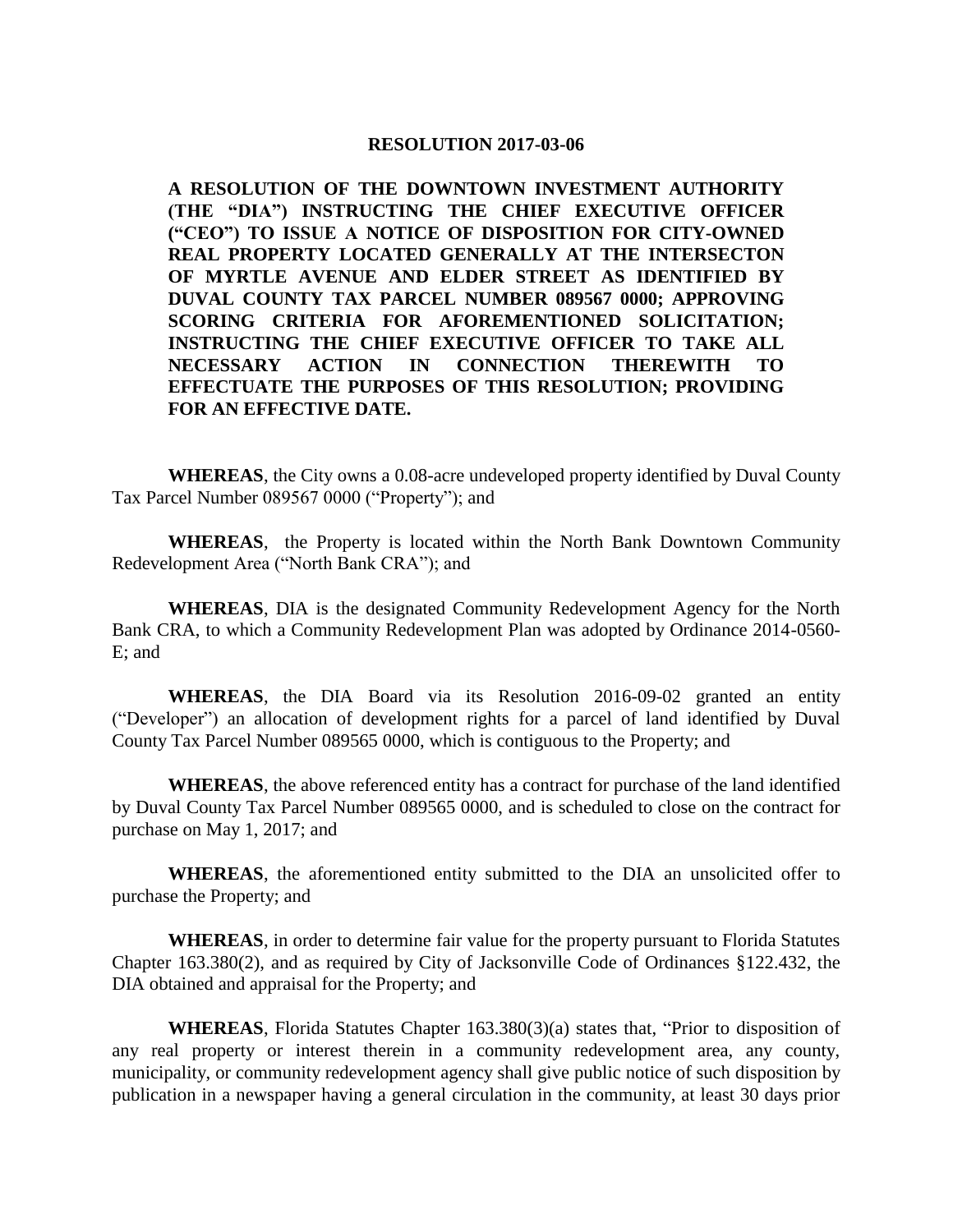**RESOLUTION 2017-03-06**

**A RESOLUTION OF THE DOWNTOWN INVESTMENT AUTHORITY (THE "DIA") INSTRUCTING THE CHIEF EXECUTIVE OFFICER ("CEO") TO ISSUE A NOTICE OF DISPOSITION FOR CITY-OWNED REAL PROPERTY LOCATED GENERALLY AT THE INTERSECTON OF MYRTLE AVENUE AND ELDER STREET AS IDENTIFIED BY DUVAL COUNTY TAX PARCEL NUMBER 089567 0000; APPROVING SCORING CRITERIA FOR AFOREMENTIONED SOLICITATION; INSTRUCTING THE CHIEF EXECUTIVE OFFICER TO TAKE ALL NECESSARY ACTION IN CONNECTION THEREWITH TO EFFECTUATE THE PURPOSES OF THIS RESOLUTION; PROVIDING FOR AN EFFECTIVE DATE.**

**WHEREAS**, the City owns a 0.08-acre undeveloped property identified by Duval County Tax Parcel Number 089567 0000 ("Property"); and

**WHEREAS**, the Property is located within the North Bank Downtown Community Redevelopment Area ("North Bank CRA"); and

**WHEREAS**, DIA is the designated Community Redevelopment Agency for the North Bank CRA, to which a Community Redevelopment Plan was adopted by Ordinance 2014-0560-E; and

**WHEREAS**, the DIA Board via its Resolution 2016-09-02 granted an entity ("Developer") an allocation of development rights for a parcel of land identified by Duval County Tax Parcel Number 089565 0000, which is contiguous to the Property; and

**WHEREAS**, the above referenced entity has a contract for purchase of the land identified by Duval County Tax Parcel Number 089565 0000, and is scheduled to close on the contract for purchase on May 1, 2017; and

**WHEREAS**, the aforementioned entity submitted to the DIA an unsolicited offer to purchase the Property; and

**WHEREAS**, in order to determine fair value for the property pursuant to Florida Statutes Chapter 163.380(2), and as required by City of Jacksonville Code of Ordinances §122.432, the DIA obtained and appraisal for the Property; and

**WHEREAS**, Florida Statutes Chapter 163.380(3)(a) states that, "Prior to disposition of any real property or interest therein in a community redevelopment area, any county, municipality, or community redevelopment agency shall give public notice of such disposition by publication in a newspaper having a general circulation in the community, at least 30 days prior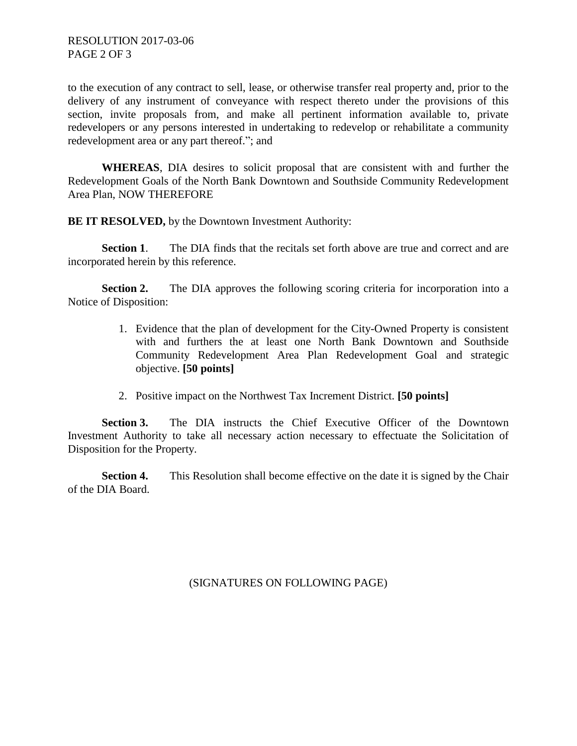to the execution of any contract to sell, lease, or otherwise transfer real property and, prior to the delivery of any instrument of conveyance with respect thereto under the provisions of this section, invite proposals from, and make all pertinent information available to, private redevelopers or any persons interested in undertaking to redevelop or rehabilitate a community redevelopment area or any part thereof."; and

**WHEREAS**, DIA desires to solicit proposal that are consistent with and further the Redevelopment Goals of the North Bank Downtown and Southside Community Redevelopment Area Plan, NOW THEREFORE

**BE IT RESOLVED,** by the Downtown Investment Authority:

**Section 1**. The DIA finds that the recitals set forth above are true and correct and are incorporated herein by this reference.

**Section 2.** The DIA approves the following scoring criteria for incorporation into a Notice of Disposition:

1. Evidence that the plan of development for the City-Owned Property is consistent with and furthers the at least one North Bank Downtown and Southside Community Redevelopment Area Plan Redevelopment Goal and strategic objective. **[50 points]**

2. Positive impact on the Northwest Tax Increment District. **[50 points]**

**Section 3.** The DIA instructs the Chief Executive Officer of the Downtown Investment Authority to take all necessary action necessary to effectuate the Solicitation of Disposition for the Property.

**Section 4.** This Resolution shall become effective on the date it is signed by the Chair of the DIA Board.

(SIGNATURES ON FOLLOWING PAGE)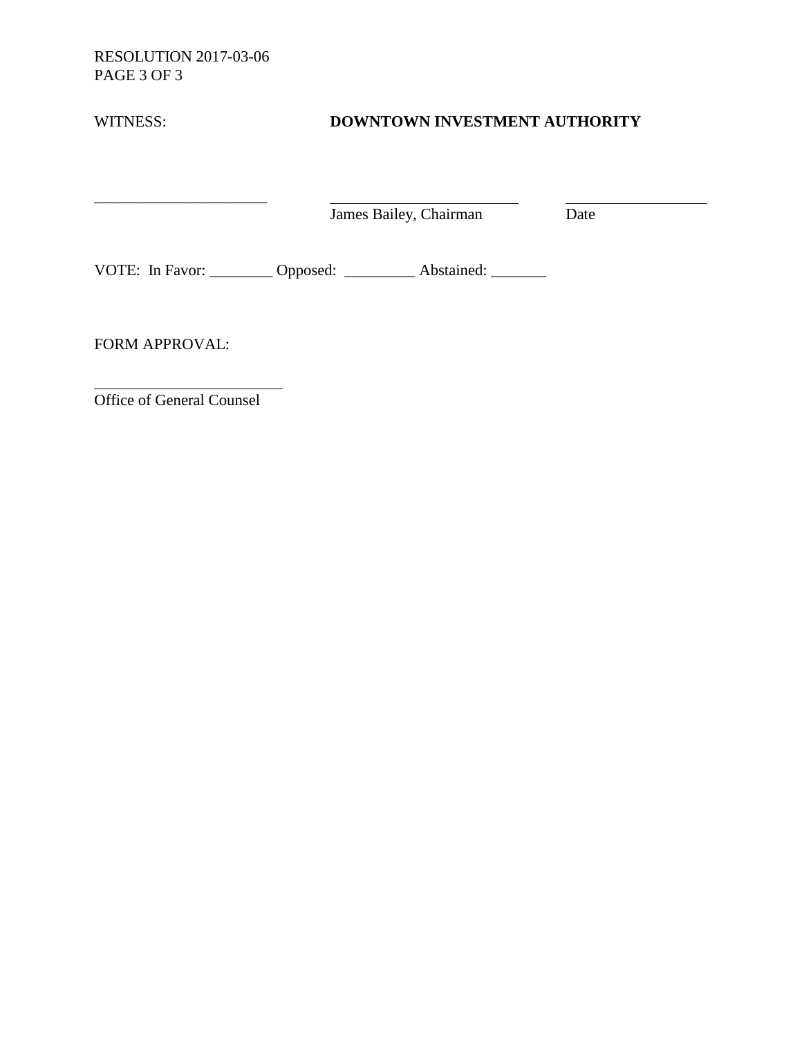RESOLUTION 2017-03-06

WITNESS: **DOWNTOWN INVESTMENT AUTHORITY**

______________________ ________________________ __________________

James Bailey, Chairman Date

VOTE: In Favor: ________ Opposed: _________ Abstained: _______

FORM APPROVAL:

________________________

Office of General Counsel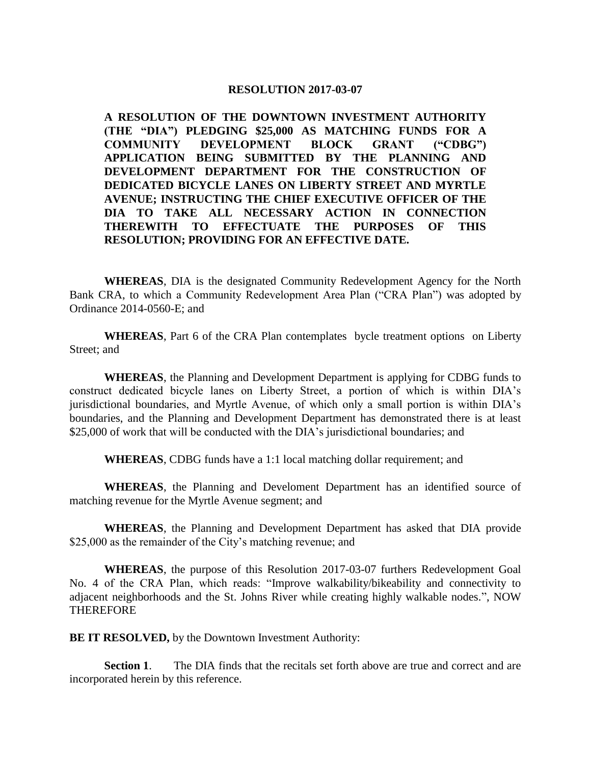**RESOLUTION 2017-03-07**

**A RESOLUTION OF THE DOWNTOWN INVESTMENT AUTHORITY (THE "DIA") PLEDGING $25,000 AS MATCHING FUNDS FOR A COMMUNITY DEVELOPMENT BLOCK GRANT ("CDBG") APPLICATION BEING SUBMITTED BY THE PLANNING AND DEVELOPMENT DEPARTMENT FOR THE CONSTRUCTION OF DEDICATED BICYCLE LANES ON LIBERTY STREET AND MYRTLE AVENUE; INSTRUCTING THE CHIEF EXECUTIVE OFFICER OF THE DIA TO TAKE ALL NECESSARY ACTION IN CONNECTION THEREWITH TO EFFECTUATE THE PURPOSES OF THIS RESOLUTION; PROVIDING FOR AN EFFECTIVE DATE.**

**WHEREAS**, DIA is the designated Community Redevelopment Agency for the North Bank CRA, to which a Community Redevelopment Area Plan ("CRA Plan") was adopted by Ordinance 2014-0560-E; and

**WHEREAS**, Part 6 of the CRA Plan contemplates bycle treatment options on Liberty Street; and

**WHEREAS**, the Planning and Development Department is applying for CDBG funds to construct dedicated bicycle lanes on Liberty Street, a portion of which is within DIA's jurisdictional boundaries, and Myrtle Avenue, of which only a small portion is within DIA's boundaries, and the Planning and Development Department has demonstrated there is at least $25,000 of work that will be conducted with the DIA's jurisdictional boundaries; and

**WHEREAS**, CDBG funds have a 1:1 local matching dollar requirement; and

**WHEREAS**, the Planning and Develoment Department has an identified source of matching revenue for the Myrtle Avenue segment; and

**WHEREAS**, the Planning and Development Department has asked that DIA provide $25,000 as the remainder of the City's matching revenue; and

**WHEREAS**, the purpose of this Resolution 2017-03-07 furthers Redevelopment Goal No. 4 of the CRA Plan, which reads: "Improve walkability/bikeability and connectivity to adjacent neighborhoods and the St. Johns River while creating highly walkable nodes.", NOW THEREFORE

**BE IT RESOLVED,** by the Downtown Investment Authority:

**Section 1**. The DIA finds that the recitals set forth above are true and correct and are incorporated herein by this reference.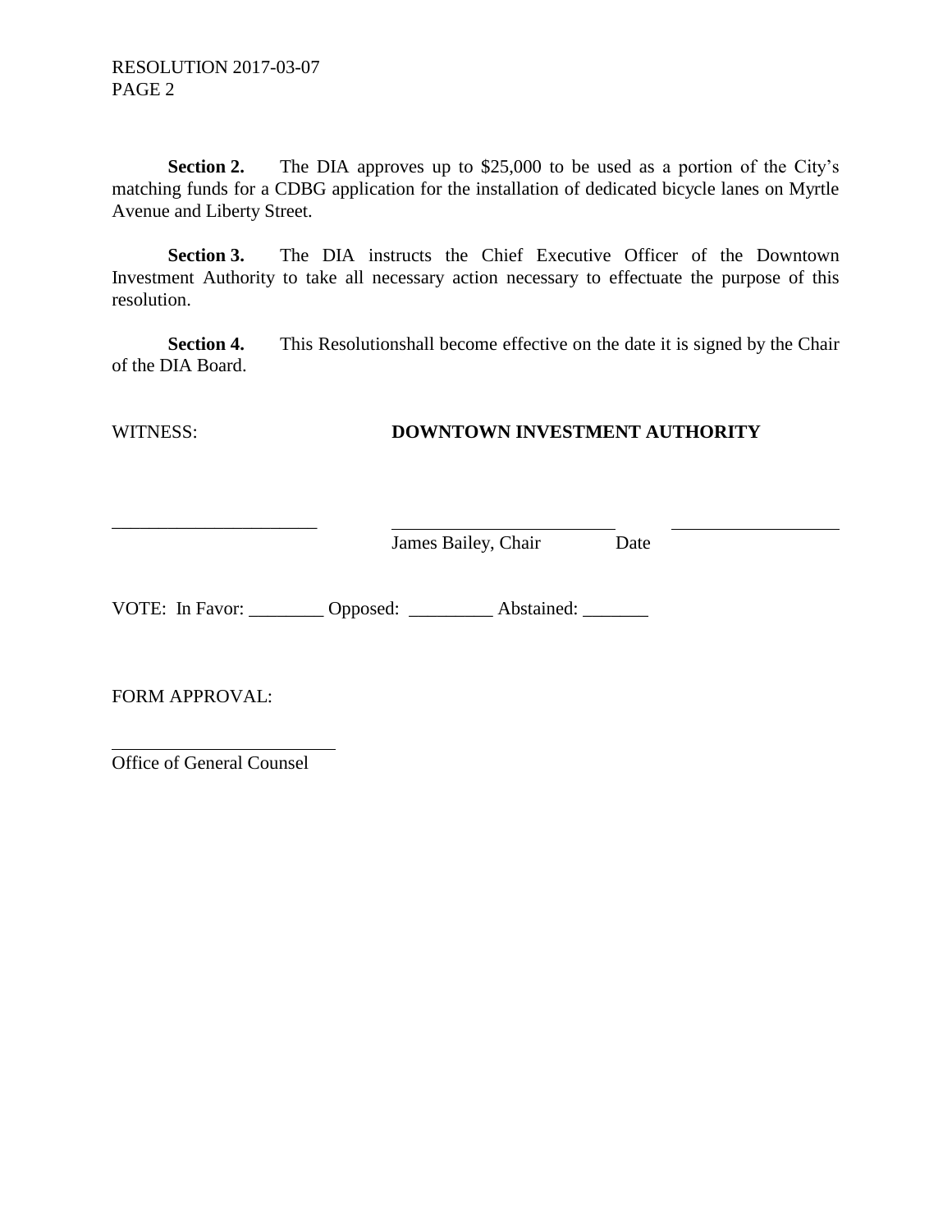**Section 2.** The DIA approves up to $25,000 to be used as a portion of the City's matching funds for a CDBG application for the installation of dedicated bicycle lanes on Myrtle Avenue and Liberty Street.

**Section 3.** The DIA instructs the Chief Executive Officer of the Downtown Investment Authority to take all necessary action necessary to effectuate the purpose of this resolution.

**Section 4.** This Resolutionshall become effective on the date it is signed by the Chair of the DIA Board.

WITNESS: **DOWNTOWN INVESTMENT AUTHORITY**

______________________ ________________________ __________________

James Bailey, Chair Date

VOTE: In Favor: ________ Opposed: _________ Abstained: _______

FORM APPROVAL:

________________________

Office of General Counsel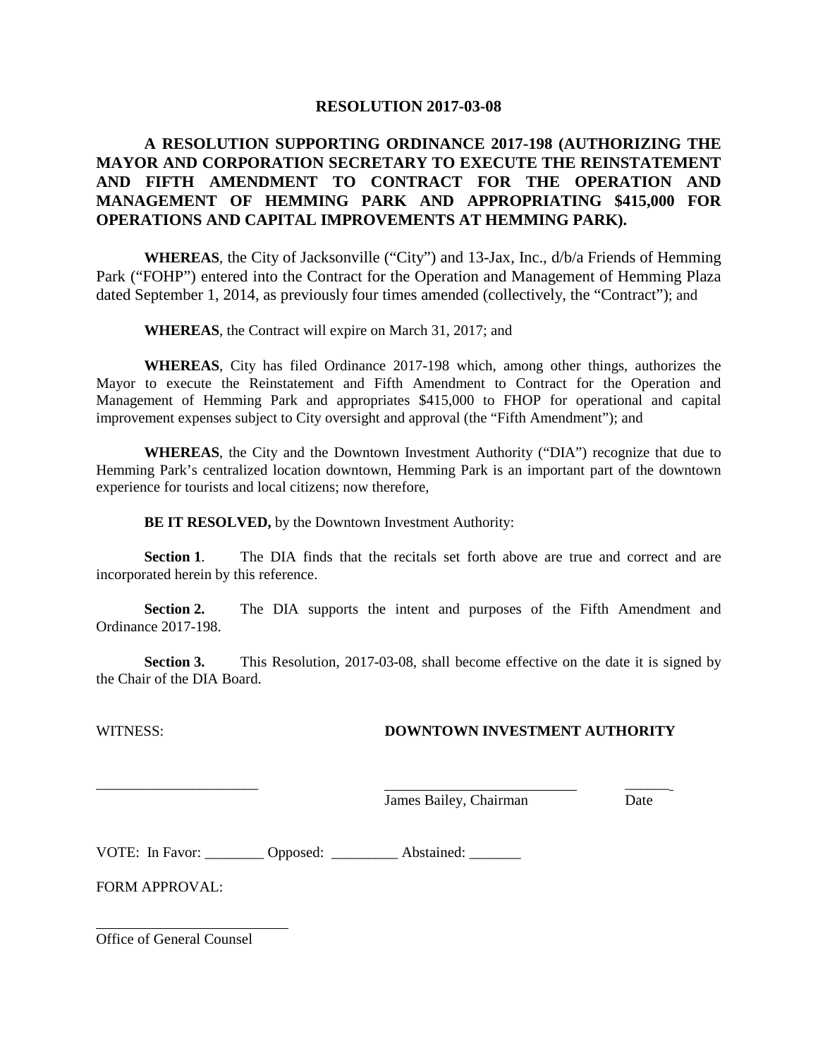**RESOLUTION 2017-03-08**

**A RESOLUTION SUPPORTING ORDINANCE 2017-198 (AUTHORIZING THE MAYOR AND CORPORATION SECRETARY TO EXECUTE THE REINSTATEMENT AND FIFTH AMENDMENT TO CONTRACT FOR THE OPERATION AND MANAGEMENT OF HEMMING PARK AND APPROPRIATING $415,000 FOR OPERATIONS AND CAPITAL IMPROVEMENTS AT HEMMING PARK).**

**WHEREAS**, the City of Jacksonville ("City") and 13-Jax, Inc., d/b/a Friends of Hemming Park ("FOHP") entered into the Contract for the Operation and Management of Hemming Plaza dated September 1, 2014, as previously four times amended (collectively, the "Contract"); and

**WHEREAS**, the Contract will expire on March 31, 2017; and

**WHEREAS**, City has filed Ordinance 2017-198 which, among other things, authorizes the Mayor to execute the Reinstatement and Fifth Amendment to Contract for the Operation and Management of Hemming Park and appropriates $415,000 to FHOP for operational and capital improvement expenses subject to City oversight and approval (the "Fifth Amendment"); and

**WHEREAS**, the City and the Downtown Investment Authority ("DIA") recognize that due to Hemming Park's centralized location downtown, Hemming Park is an important part of the downtown experience for tourists and local citizens; now therefore,

**BE IT RESOLVED,** by the Downtown Investment Authority:

**Section 1**. The DIA finds that the recitals set forth above are true and correct and are incorporated herein by this reference.

**Section 2.** The DIA supports the intent and purposes of the Fifth Amendment and Ordinance 2017-198.

**Section 3.** This Resolution, 2017-03-08, shall become effective on the date it is signed by the Chair of the DIA Board.

WITNESS: **DOWNTOWN INVESTMENT AUTHORITY**

______________________ ______________________ ______

James Bailey, Chairman Date

VOTE: In Favor: ________ Opposed: _________ Abstained: _______

FORM APPROVAL:

______________________

Office of General Counsel